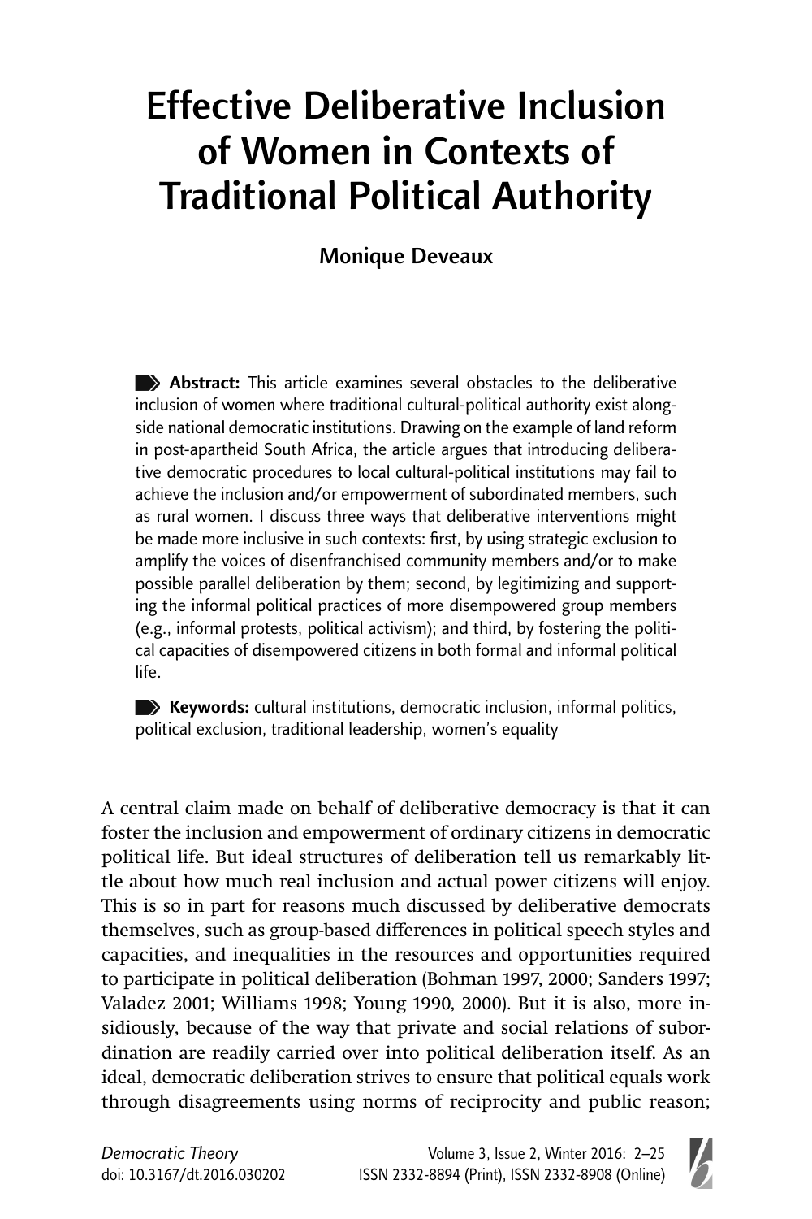# Effective Deliberative Inclusion of Women in Contexts of Traditional Political Authority

**Monique Deveaux**

**Abstract:** This article examines several obstacles to the deliberative inclusion of women where traditional cultural-political authority exist alongside national democratic institutions. Drawing on the example of land reform in post-apartheid South Africa, the article argues that introducing deliberative democratic procedures to local cultural-political institutions may fail to achieve the inclusion and/or empowerment of subordinated members, such as rural women. I discuss three ways that deliberative interventions might be made more inclusive in such contexts: first, by using strategic exclusion to amplify the voices of disenfranchised community members and/or to make possible parallel deliberation by them; second, by legitimizing and supporting the informal political practices of more disempowered group members (e.g., informal protests, political activism); and third, by fostering the political capacities of disempowered citizens in both formal and informal political life.

**Keywords:** cultural institutions, democratic inclusion, informal politics, political exclusion, traditional leadership, women's equality

A central claim made on behalf of deliberative democracy is that it can foster the inclusion and empowerment of ordinary citizens in democratic political life. But ideal structures of deliberation tell us remarkably little about how much real inclusion and actual power citizens will enjoy. This is so in part for reasons much discussed by deliberative democrats themselves, such as group-based differences in political speech styles and capacities, and inequalities in the resources and opportunities required to participate in political deliberation (Bohman 1997, 2000; Sanders 1997; Valadez 2001; Williams 1998; Young 1990, 2000). But it is also, more insidiously, because of the way that private and social relations of subordination are readily carried over into political deliberation itself. As an ideal, democratic deliberation strives to ensure that political equals work through disagreements using norms of reciprocity and public reason;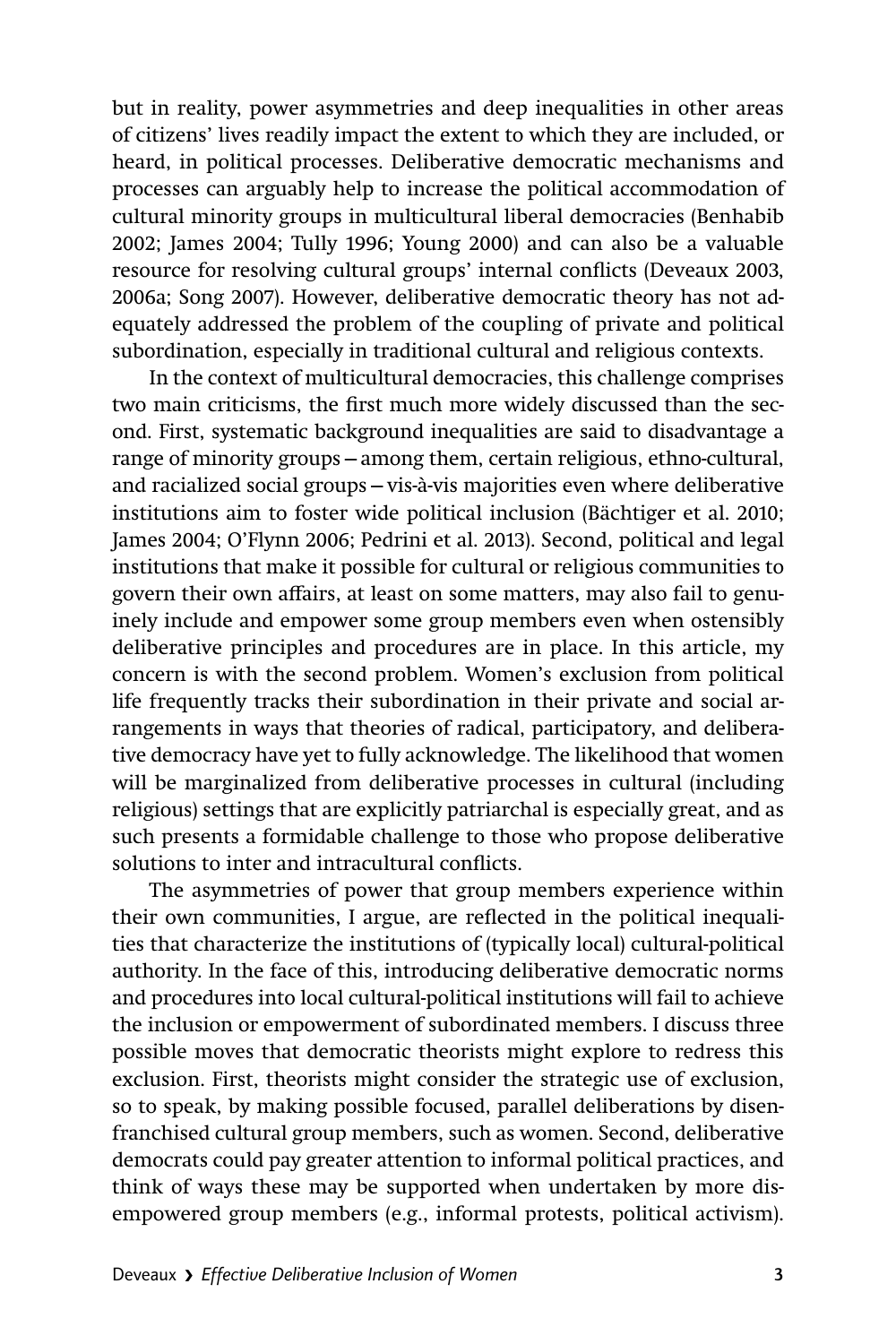but in reality, power asymmetries and deep inequalities in other areas of citizens' lives readily impact the extent to which they are included, or heard, in political processes. Deliberative democratic mechanisms and processes can arguably help to increase the political accommodation of cultural minority groups in multicultural liberal democracies (Benhabib 2002; James 2004; Tully 1996; Young 2000) and can also be a valuable resource for resolving cultural groups' internal conflicts (Deveaux 2003, 2006a; Song 2007). However, deliberative democratic theory has not adequately addressed the problem of the coupling of private and political subordination, especially in traditional cultural and religious contexts.

In the context of multicultural democracies, this challenge comprises two main criticisms, the first much more widely discussed than the second. First, systematic background inequalities are said to disadvantage a range of minority groups – among them, certain religious, ethno-cultural, and racialized social groups – vis-à-vis majorities even where deliberative institutions aim to foster wide political inclusion (Bächtiger et al. 2010; James 2004; O'Flynn 2006; Pedrini et al. 2013). Second, political and legal institutions that make it possible for cultural or religious communities to govern their own affairs, at least on some matters, may also fail to genuinely include and empower some group members even when ostensibly deliberative principles and procedures are in place. In this article, my concern is with the second problem. Women's exclusion from political life frequently tracks their subordination in their private and social arrangements in ways that theories of radical, participatory, and deliberative democracy have yet to fully acknowledge. The likelihood that women will be marginalized from deliberative processes in cultural (including religious) settings that are explicitly patriarchal is especially great, and as such presents a formidable challenge to those who propose deliberative solutions to inter and intracultural conflicts.

The asymmetries of power that group members experience within their own communities, I argue, are reflected in the political inequalities that characterize the institutions of (typically local) cultural-political authority. In the face of this, introducing deliberative democratic norms and procedures into local cultural-political institutions will fail to achieve the inclusion or empowerment of subordinated members. I discuss three possible moves that democratic theorists might explore to redress this exclusion. First, theorists might consider the strategic use of exclusion, so to speak, by making possible focused, parallel deliberations by disenfranchised cultural group members, such as women. Second, deliberative democrats could pay greater attention to informal political practices, and think of ways these may be supported when undertaken by more disempowered group members (e.g., informal protests, political activism).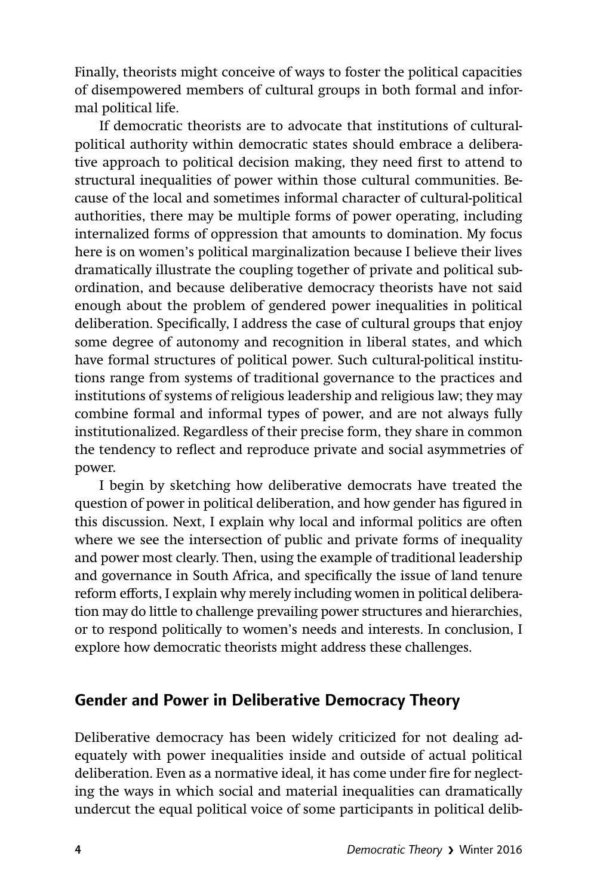Finally, theorists might conceive of ways to foster the political capacities of disempowered members of cultural groups in both formal and informal political life.

If democratic theorists are to advocate that institutions of cultural-political authority within democratic states should embrace a deliberative approach to political decision making, they need first to attend to structural inequalities of power within those cultural communities. Because of the local and sometimes informal character of cultural-political authorities, there may be multiple forms of power operating, including internalized forms of oppression that amounts to domination. My focus here is on women's political marginalization because I believe their lives dramatically illustrate the coupling together of private and political subordination, and because deliberative democracy theorists have not said enough about the problem of gendered power inequalities in political deliberation. Specifically, I address the case of cultural groups that enjoy some degree of autonomy and recognition in liberal states, and which have formal structures of political power. Such cultural-political institutions range from systems of traditional governance to the practices and institutions of systems of religious leadership and religious law; they may combine formal and informal types of power, and are not always fully institutionalized. Regardless of their precise form, they share in common the tendency to reflect and reproduce private and social asymmetries of power.

I begin by sketching how deliberative democrats have treated the question of power in political deliberation, and how gender has figured in this discussion. Next, I explain why local and informal politics are often where we see the intersection of public and private forms of inequality and power most clearly. Then, using the example of traditional leadership and governance in South Africa, and specifically the issue of land tenure reform efforts, I explain why merely including women in political deliberation may do little to challenge prevailing power structures and hierarchies, or to respond politically to women's needs and interests. In conclusion, I explore how democratic theorists might address these challenges.

## Gender and Power in Deliberative Democracy Theory

Deliberative democracy has been widely criticized for not dealing adequately with power inequalities inside and outside of actual political deliberation. Even as a normative ideal, it has come under fire for neglecting the ways in which social and material inequalities can dramatically undercut the equal political voice of some participants in political delib-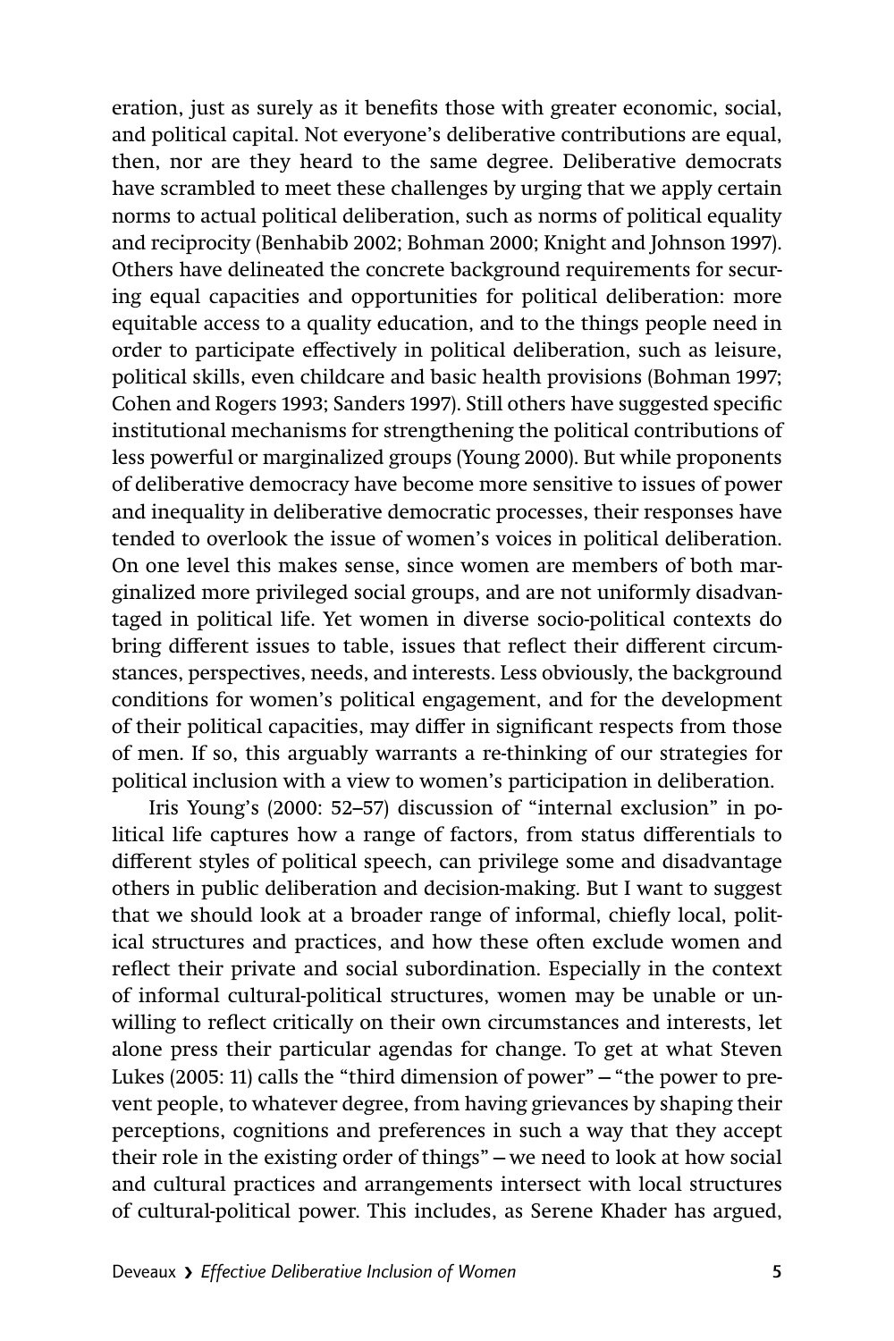eration, just as surely as it benefits those with greater economic, social, and political capital. Not everyone's deliberative contributions are equal, then, nor are they heard to the same degree. Deliberative democrats have scrambled to meet these challenges by urging that we apply certain norms to actual political deliberation, such as norms of political equality and reciprocity (Benhabib 2002; Bohman 2000; Knight and Johnson 1997). Others have delineated the concrete background requirements for securing equal capacities and opportunities for political deliberation: more equitable access to a quality education, and to the things people need in order to participate effectively in political deliberation, such as leisure, political skills, even childcare and basic health provisions (Bohman 1997; Cohen and Rogers 1993; Sanders 1997). Still others have suggested specific institutional mechanisms for strengthening the political contributions of less powerful or marginalized groups (Young 2000). But while proponents of deliberative democracy have become more sensitive to issues of power and inequality in deliberative democratic processes, their responses have tended to overlook the issue of women's voices in political deliberation. On one level this makes sense, since women are members of both marginalized more privileged social groups, and are not uniformly disadvantaged in political life. Yet women in diverse socio-political contexts do bring different issues to table, issues that reflect their different circumstances, perspectives, needs, and interests. Less obviously, the background conditions for women's political engagement, and for the development of their political capacities, may differ in significant respects from those of men. If so, this arguably warrants a re-thinking of our strategies for political inclusion with a view to women's participation in deliberation.

Iris Young's (2000: 52–57) discussion of "internal exclusion" in political life captures how a range of factors, from status differentials to different styles of political speech, can privilege some and disadvantage others in public deliberation and decision-making. But I want to suggest that we should look at a broader range of informal, chiefly local, political structures and practices, and how these often exclude women and reflect their private and social subordination. Especially in the context of informal cultural-political structures, women may be unable or unwilling to reflect critically on their own circumstances and interests, let alone press their particular agendas for change. To get at what Steven Lukes (2005: 11) calls the "third dimension of power" – "the power to prevent people, to whatever degree, from having grievances by shaping their perceptions, cognitions and preferences in such a way that they accept their role in the existing order of things" – we need to look at how social and cultural practices and arrangements intersect with local structures of cultural-political power. This includes, as Serene Khader has argued,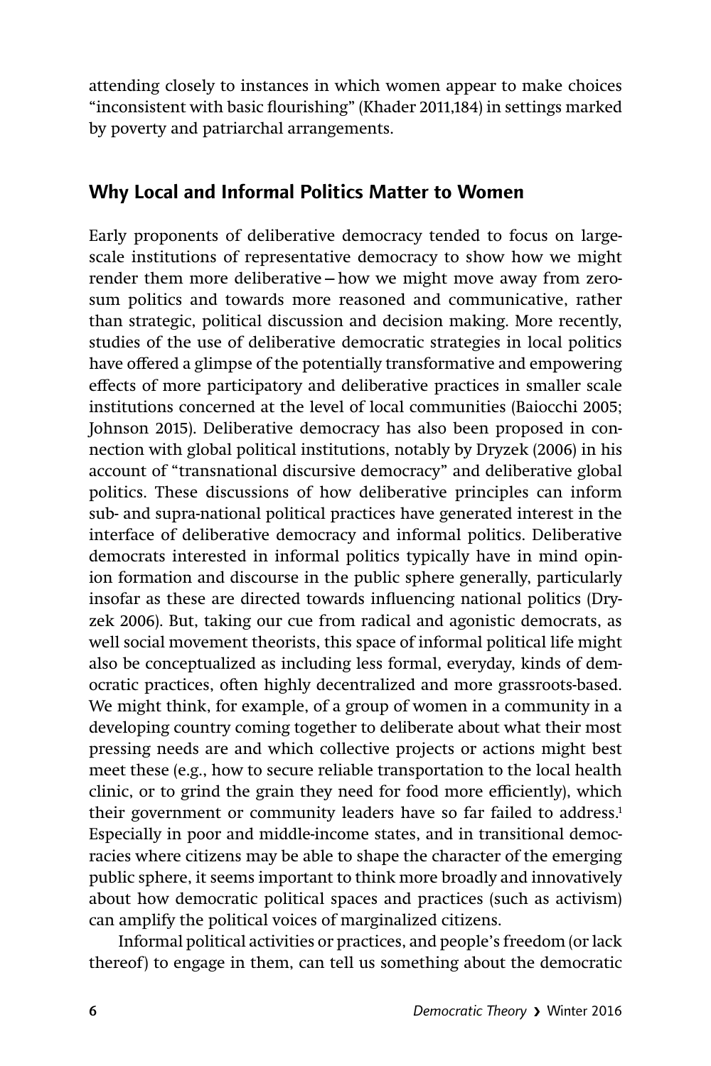attending closely to instances in which women appear to make choices "inconsistent with basic flourishing" (Khader 2011,184) in settings marked by poverty and patriarchal arrangements.

## Why Local and Informal Politics Matter to Women

Early proponents of deliberative democracy tended to focus on large-scale institutions of representative democracy to show how we might render them more deliberative – how we might move away from zero-sum politics and towards more reasoned and communicative, rather than strategic, political discussion and decision making. More recently, studies of the use of deliberative democratic strategies in local politics have offered a glimpse of the potentially transformative and empowering effects of more participatory and deliberative practices in smaller scale institutions concerned at the level of local communities (Baiocchi 2005; Johnson 2015). Deliberative democracy has also been proposed in connection with global political institutions, notably by Dryzek (2006) in his account of "transnational discursive democracy" and deliberative global politics. These discussions of how deliberative principles can inform sub- and supra-national political practices have generated interest in the interface of deliberative democracy and informal politics. Deliberative democrats interested in informal politics typically have in mind opinion formation and discourse in the public sphere generally, particularly insofar as these are directed towards influencing national politics (Dryzek 2006). But, taking our cue from radical and agonistic democrats, as well social movement theorists, this space of informal political life might also be conceptualized as including less formal, everyday, kinds of democratic practices, often highly decentralized and more grassroots-based. We might think, for example, of a group of women in a community in a developing country coming together to deliberate about what their most pressing needs are and which collective projects or actions might best meet these (e.g., how to secure reliable transportation to the local health clinic, or to grind the grain they need for food more efficiently), which their government or community leaders have so far failed to address.[1] Especially in poor and middle-income states, and in transitional democracies where citizens may be able to shape the character of the emerging public sphere, it seems important to think more broadly and innovatively about how democratic political spaces and practices (such as activism) can amplify the political voices of marginalized citizens.

Informal political activities or practices, and people's freedom (or lack thereof) to engage in them, can tell us something about the democratic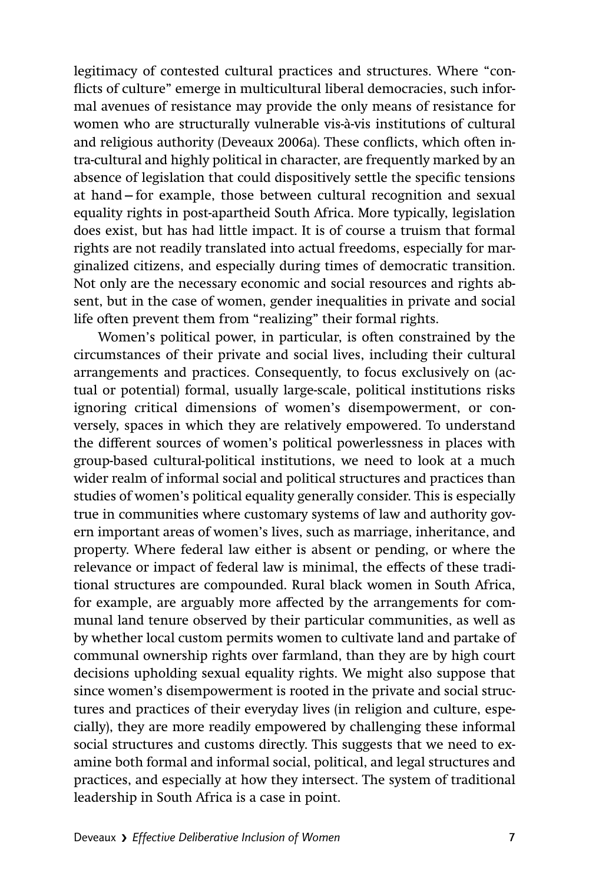legitimacy of contested cultural practices and structures. Where "conflicts of culture" emerge in multicultural liberal democracies, such informal avenues of resistance may provide the only means of resistance for women who are structurally vulnerable vis-à-vis institutions of cultural and religious authority (Deveaux 2006a). These conflicts, which often intra-cultural and highly political in character, are frequently marked by an absence of legislation that could dispositively settle the specific tensions at hand—for example, those between cultural recognition and sexual equality rights in post-apartheid South Africa. More typically, legislation does exist, but has had little impact. It is of course a truism that formal rights are not readily translated into actual freedoms, especially for marginalized citizens, and especially during times of democratic transition. Not only are the necessary economic and social resources and rights absent, but in the case of women, gender inequalities in private and social life often prevent them from "realizing" their formal rights.

Women's political power, in particular, is often constrained by the circumstances of their private and social lives, including their cultural arrangements and practices. Consequently, to focus exclusively on (actual or potential) formal, usually large-scale, political institutions risks ignoring critical dimensions of women's disempowerment, or conversely, spaces in which they are relatively empowered. To understand the different sources of women's political powerlessness in places with group-based cultural-political institutions, we need to look at a much wider realm of informal social and political structures and practices than studies of women's political equality generally consider. This is especially true in communities where customary systems of law and authority govern important areas of women's lives, such as marriage, inheritance, and property. Where federal law either is absent or pending, or where the relevance or impact of federal law is minimal, the effects of these traditional structures are compounded. Rural black women in South Africa, for example, are arguably more affected by the arrangements for communal land tenure observed by their particular communities, as well as by whether local custom permits women to cultivate land and partake of communal ownership rights over farmland, than they are by high court decisions upholding sexual equality rights. We might also suppose that since women's disempowerment is rooted in the private and social structures and practices of their everyday lives (in religion and culture, especially), they are more readily empowered by challenging these informal social structures and customs directly. This suggests that we need to examine both formal and informal social, political, and legal structures and practices, and especially at how they intersect. The system of traditional leadership in South Africa is a case in point.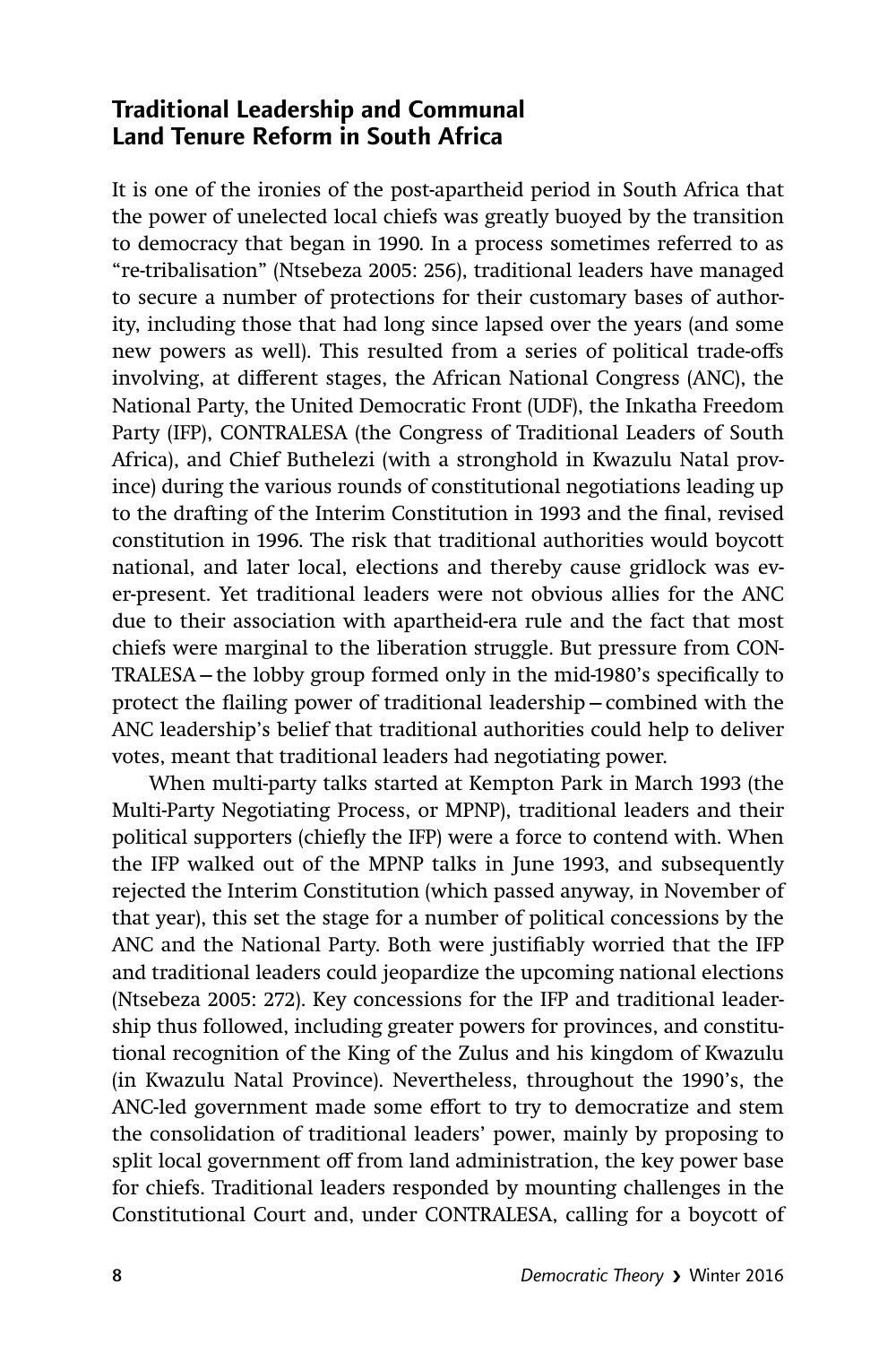## Traditional Leadership and Communal Land Tenure Reform in South Africa

It is one of the ironies of the post-apartheid period in South Africa that the power of unelected local chiefs was greatly buoyed by the transition to democracy that began in 1990. In a process sometimes referred to as "re-tribalisation" (Ntsebeza 2005: 256), traditional leaders have managed to secure a number of protections for their customary bases of authority, including those that had long since lapsed over the years (and some new powers as well). This resulted from a series of political trade-offs involving, at different stages, the African National Congress (ANC), the National Party, the United Democratic Front (UDF), the Inkatha Freedom Party (IFP), CONTRALESA (the Congress of Traditional Leaders of South Africa), and Chief Buthelezi (with a stronghold in Kwazulu Natal province) during the various rounds of constitutional negotiations leading up to the drafting of the Interim Constitution in 1993 and the final, revised constitution in 1996. The risk that traditional authorities would boycott national, and later local, elections and thereby cause gridlock was ever-present. Yet traditional leaders were not obvious allies for the ANC due to their association with apartheid-era rule and the fact that most chiefs were marginal to the liberation struggle. But pressure from CONTRALESA—the lobby group formed only in the mid-1980's specifically to protect the flailing power of traditional leadership—combined with the ANC leadership's belief that traditional authorities could help to deliver votes, meant that traditional leaders had negotiating power.

When multi-party talks started at Kempton Park in March 1993 (the Multi-Party Negotiating Process, or MPNP), traditional leaders and their political supporters (chiefly the IFP) were a force to contend with. When the IFP walked out of the MPNP talks in June 1993, and subsequently rejected the Interim Constitution (which passed anyway, in November of that year), this set the stage for a number of political concessions by the ANC and the National Party. Both were justifiably worried that the IFP and traditional leaders could jeopardize the upcoming national elections (Ntsebeza 2005: 272). Key concessions for the IFP and traditional leadership thus followed, including greater powers for provinces, and constitutional recognition of the King of the Zulus and his kingdom of Kwazulu (in Kwazulu Natal Province). Nevertheless, throughout the 1990's, the ANC-led government made some effort to try to democratize and stem the consolidation of traditional leaders' power, mainly by proposing to split local government off from land administration, the key power base for chiefs. Traditional leaders responded by mounting challenges in the Constitutional Court and, under CONTRALESA, calling for a boycott of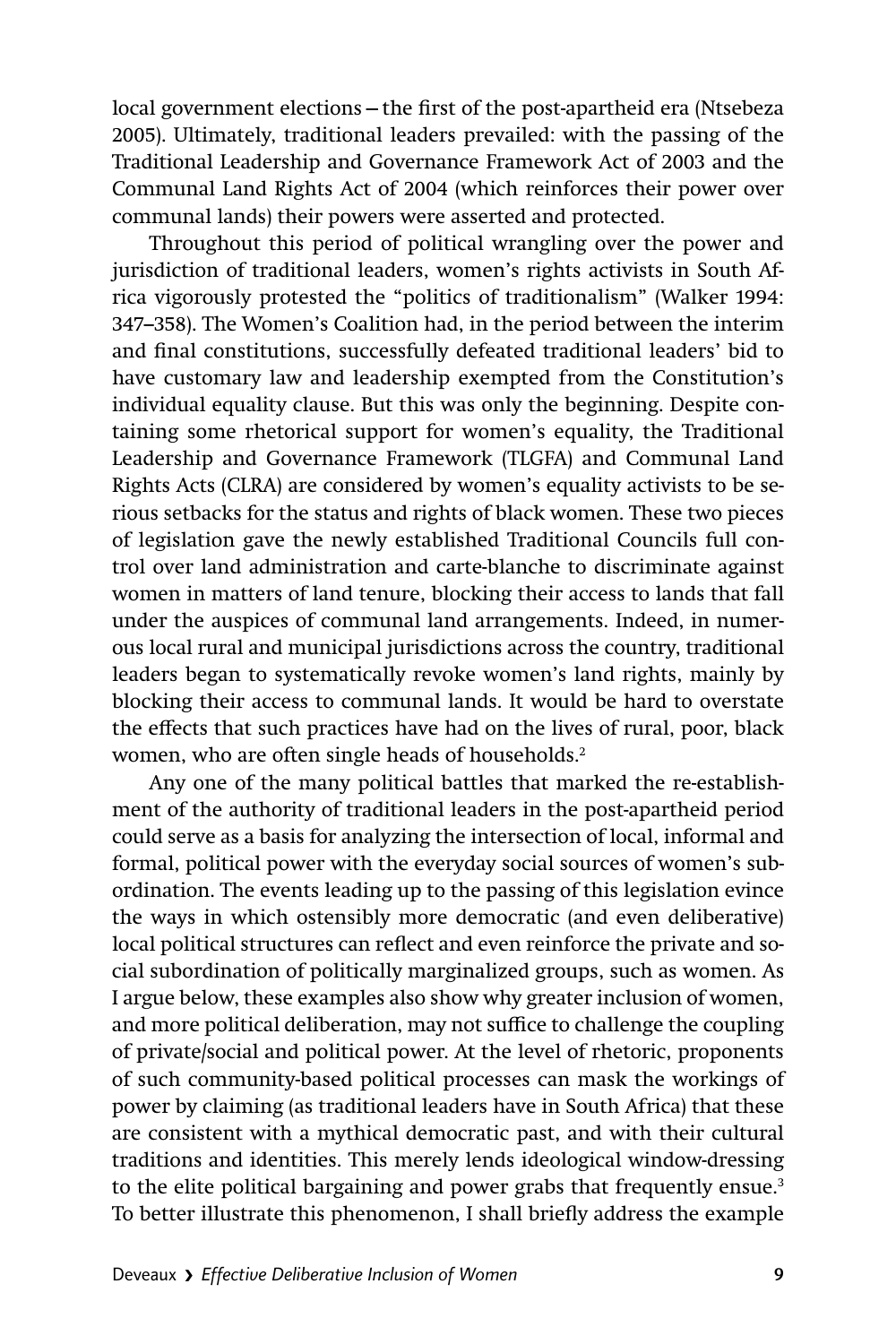local government elections – the first of the post-apartheid era (Ntsebeza 2005). Ultimately, traditional leaders prevailed: with the passing of the Traditional Leadership and Governance Framework Act of 2003 and the Communal Land Rights Act of 2004 (which reinforces their power over communal lands) their powers were asserted and protected.

Throughout this period of political wrangling over the power and jurisdiction of traditional leaders, women's rights activists in South Africa vigorously protested the "politics of traditionalism" (Walker 1994: 347–358). The Women's Coalition had, in the period between the interim and final constitutions, successfully defeated traditional leaders' bid to have customary law and leadership exempted from the Constitution's individual equality clause. But this was only the beginning. Despite containing some rhetorical support for women's equality, the Traditional Leadership and Governance Framework (TLGFA) and Communal Land Rights Acts (CLRA) are considered by women's equality activists to be serious setbacks for the status and rights of black women. These two pieces of legislation gave the newly established Traditional Councils full control over land administration and carte-blanche to discriminate against women in matters of land tenure, blocking their access to lands that fall under the auspices of communal land arrangements. Indeed, in numerous local rural and municipal jurisdictions across the country, traditional leaders began to systematically revoke women's land rights, mainly by blocking their access to communal lands. It would be hard to overstate the effects that such practices have had on the lives of rural, poor, black women, who are often single heads of households.[2]

Any one of the many political battles that marked the re-establishment of the authority of traditional leaders in the post-apartheid period could serve as a basis for analyzing the intersection of local, informal and formal, political power with the everyday social sources of women's subordination. The events leading up to the passing of this legislation evince the ways in which ostensibly more democratic (and even deliberative) local political structures can reflect and even reinforce the private and social subordination of politically marginalized groups, such as women. As I argue below, these examples also show why greater inclusion of women, and more political deliberation, may not suffice to challenge the coupling of private/social and political power. At the level of rhetoric, proponents of such community-based political processes can mask the workings of power by claiming (as traditional leaders have in South Africa) that these are consistent with a mythical democratic past, and with their cultural traditions and identities. This merely lends ideological window-dressing to the elite political bargaining and power grabs that frequently ensue.[3] To better illustrate this phenomenon, I shall briefly address the example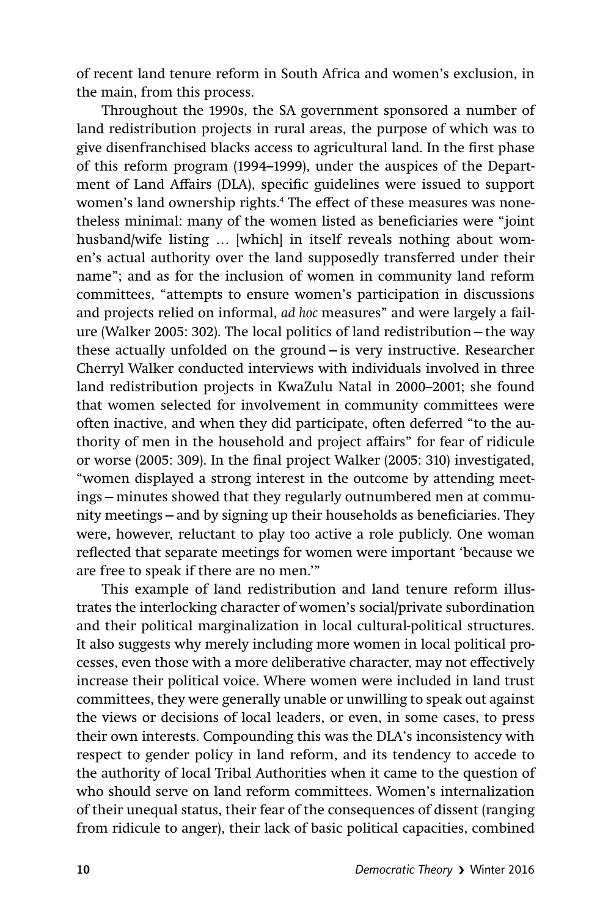of recent land tenure reform in South Africa and women's exclusion, in the main, from this process.

Throughout the 1990s, the SA government sponsored a number of land redistribution projects in rural areas, the purpose of which was to give disenfranchised blacks access to agricultural land. In the first phase of this reform program (1994–1999), under the auspices of the Department of Land Affairs (DLA), specific guidelines were issued to support women's land ownership rights.[4] The effect of these measures was nonetheless minimal: many of the women listed as beneficiaries were "joint husband/wife listing … [which] in itself reveals nothing about women's actual authority over the land supposedly transferred under their name"; and as for the inclusion of women in community land reform committees, "attempts to ensure women's participation in discussions and projects relied on informal, *ad hoc* measures" and were largely a failure (Walker 2005: 302). The local politics of land redistribution – the way these actually unfolded on the ground – is very instructive. Researcher Cherryl Walker conducted interviews with individuals involved in three land redistribution projects in KwaZulu Natal in 2000–2001; she found that women selected for involvement in community committees were often inactive, and when they did participate, often deferred "to the authority of men in the household and project affairs" for fear of ridicule or worse (2005: 309). In the final project Walker (2005: 310) investigated, "women displayed a strong interest in the outcome by attending meetings – minutes showed that they regularly outnumbered men at community meetings – and by signing up their households as beneficiaries. They were, however, reluctant to play too active a role publicly. One woman reflected that separate meetings for women were important 'because we are free to speak if there are no men.'"

This example of land redistribution and land tenure reform illustrates the interlocking character of women's social/private subordination and their political marginalization in local cultural-political structures. It also suggests why merely including more women in local political processes, even those with a more deliberative character, may not effectively increase their political voice. Where women were included in land trust committees, they were generally unable or unwilling to speak out against the views or decisions of local leaders, or even, in some cases, to press their own interests. Compounding this was the DLA's inconsistency with respect to gender policy in land reform, and its tendency to accede to the authority of local Tribal Authorities when it came to the question of who should serve on land reform committees. Women's internalization of their unequal status, their fear of the consequences of dissent (ranging from ridicule to anger), their lack of basic political capacities, combined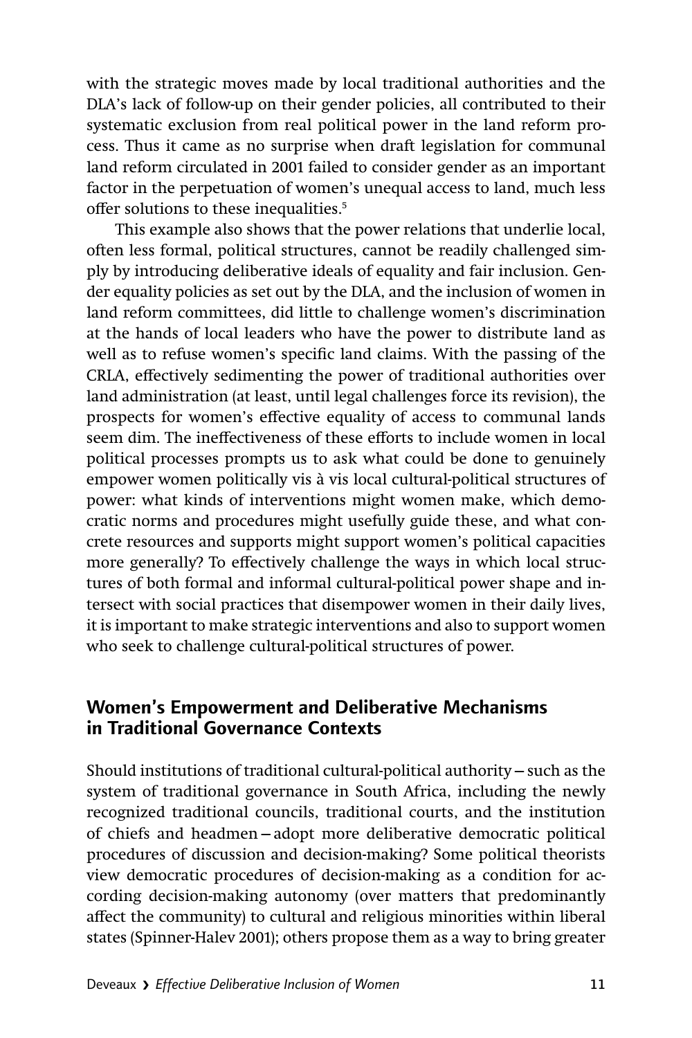with the strategic moves made by local traditional authorities and the DLA's lack of follow-up on their gender policies, all contributed to their systematic exclusion from real political power in the land reform process. Thus it came as no surprise when draft legislation for communal land reform circulated in 2001 failed to consider gender as an important factor in the perpetuation of women's unequal access to land, much less offer solutions to these inequalities.[5]

This example also shows that the power relations that underlie local, often less formal, political structures, cannot be readily challenged simply by introducing deliberative ideals of equality and fair inclusion. Gender equality policies as set out by the DLA, and the inclusion of women in land reform committees, did little to challenge women's discrimination at the hands of local leaders who have the power to distribute land as well as to refuse women's specific land claims. With the passing of the CRLA, effectively sedimenting the power of traditional authorities over land administration (at least, until legal challenges force its revision), the prospects for women's effective equality of access to communal lands seem dim. The ineffectiveness of these efforts to include women in local political processes prompts us to ask what could be done to genuinely empower women politically vis à vis local cultural-political structures of power: what kinds of interventions might women make, which democratic norms and procedures might usefully guide these, and what concrete resources and supports might support women's political capacities more generally? To effectively challenge the ways in which local structures of both formal and informal cultural-political power shape and intersect with social practices that disempower women in their daily lives, it is important to make strategic interventions and also to support women who seek to challenge cultural-political structures of power.

## Women's Empowerment and Deliberative Mechanisms in Traditional Governance Contexts

Should institutions of traditional cultural-political authority—such as the system of traditional governance in South Africa, including the newly recognized traditional councils, traditional courts, and the institution of chiefs and headmen—adopt more deliberative democratic political procedures of discussion and decision-making? Some political theorists view democratic procedures of decision-making as a condition for according decision-making autonomy (over matters that predominantly affect the community) to cultural and religious minorities within liberal states (Spinner-Halev 2001); others propose them as a way to bring greater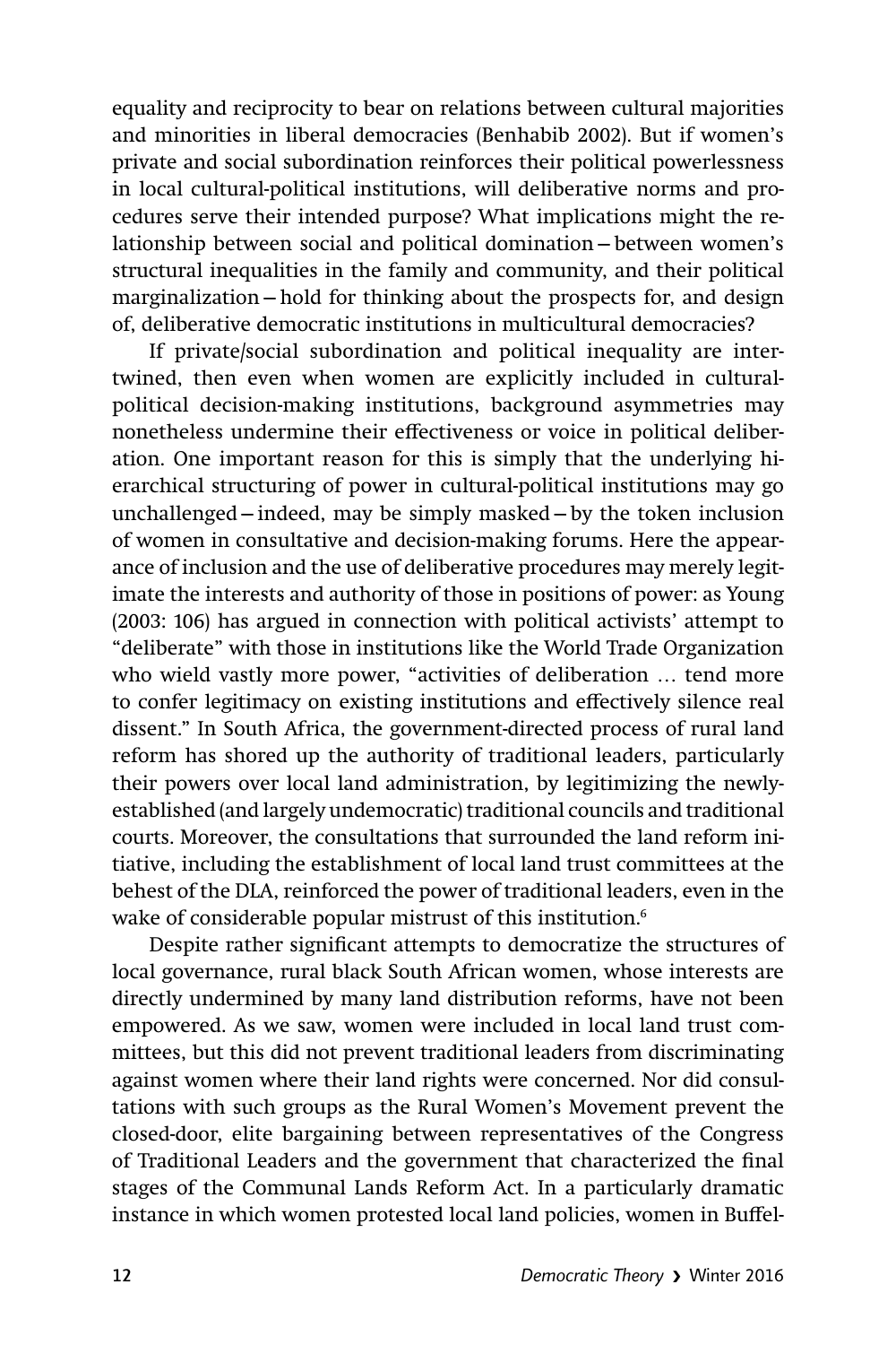equality and reciprocity to bear on relations between cultural majorities and minorities in liberal democracies (Benhabib 2002). But if women's private and social subordination reinforces their political powerlessness in local cultural-political institutions, will deliberative norms and procedures serve their intended purpose? What implications might the relationship between social and political domination – between women's structural inequalities in the family and community, and their political marginalization – hold for thinking about the prospects for, and design of, deliberative democratic institutions in multicultural democracies?

If private/social subordination and political inequality are intertwined, then even when women are explicitly included in cultural-political decision-making institutions, background asymmetries may nonetheless undermine their effectiveness or voice in political deliberation. One important reason for this is simply that the underlying hierarchical structuring of power in cultural-political institutions may go unchallenged – indeed, may be simply masked – by the token inclusion of women in consultative and decision-making forums. Here the appearance of inclusion and the use of deliberative procedures may merely legitimate the interests and authority of those in positions of power: as Young (2003: 106) has argued in connection with political activists' attempt to "deliberate" with those in institutions like the World Trade Organization who wield vastly more power, "activities of deliberation … tend more to confer legitimacy on existing institutions and effectively silence real dissent." In South Africa, the government-directed process of rural land reform has shored up the authority of traditional leaders, particularly their powers over local land administration, by legitimizing the newly-established (and largely undemocratic) traditional councils and traditional courts. Moreover, the consultations that surrounded the land reform initiative, including the establishment of local land trust committees at the behest of the DLA, reinforced the power of traditional leaders, even in the wake of considerable popular mistrust of this institution.[6]

Despite rather significant attempts to democratize the structures of local governance, rural black South African women, whose interests are directly undermined by many land distribution reforms, have not been empowered. As we saw, women were included in local land trust committees, but this did not prevent traditional leaders from discriminating against women where their land rights were concerned. Nor did consultations with such groups as the Rural Women's Movement prevent the closed-door, elite bargaining between representatives of the Congress of Traditional Leaders and the government that characterized the final stages of the Communal Lands Reform Act. In a particularly dramatic instance in which women protested local land policies, women in Buffel-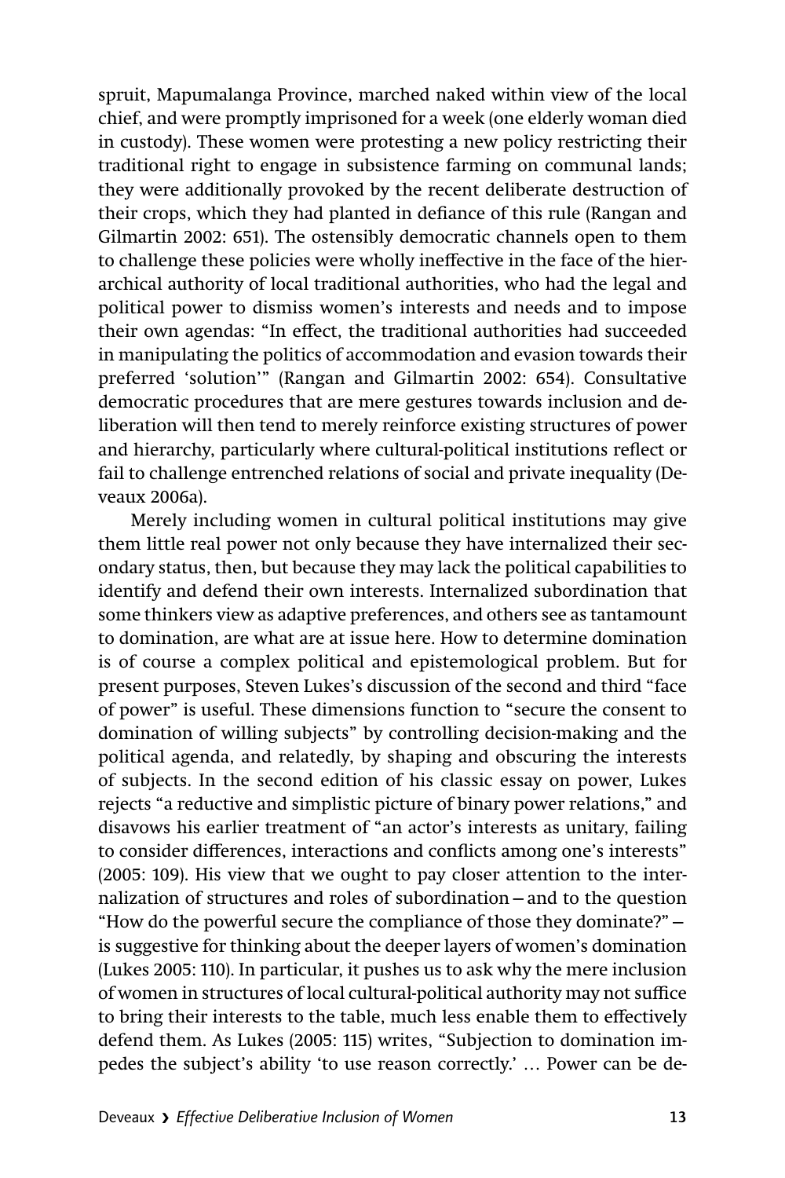spruit, Mapumalanga Province, marched naked within view of the local chief, and were promptly imprisoned for a week (one elderly woman died in custody). These women were protesting a new policy restricting their traditional right to engage in subsistence farming on communal lands; they were additionally provoked by the recent deliberate destruction of their crops, which they had planted in defiance of this rule (Rangan and Gilmartin 2002: 651). The ostensibly democratic channels open to them to challenge these policies were wholly ineffective in the face of the hierarchical authority of local traditional authorities, who had the legal and political power to dismiss women's interests and needs and to impose their own agendas: "In effect, the traditional authorities had succeeded in manipulating the politics of accommodation and evasion towards their preferred 'solution'" (Rangan and Gilmartin 2002: 654). Consultative democratic procedures that are mere gestures towards inclusion and deliberation will then tend to merely reinforce existing structures of power and hierarchy, particularly where cultural-political institutions reflect or fail to challenge entrenched relations of social and private inequality (Deveaux 2006a).

Merely including women in cultural political institutions may give them little real power not only because they have internalized their secondary status, then, but because they may lack the political capabilities to identify and defend their own interests. Internalized subordination that some thinkers view as adaptive preferences, and others see as tantamount to domination, are what are at issue here. How to determine domination is of course a complex political and epistemological problem. But for present purposes, Steven Lukes's discussion of the second and third "face of power" is useful. These dimensions function to "secure the consent to domination of willing subjects" by controlling decision-making and the political agenda, and relatedly, by shaping and obscuring the interests of subjects. In the second edition of his classic essay on power, Lukes rejects "a reductive and simplistic picture of binary power relations," and disavows his earlier treatment of "an actor's interests as unitary, failing to consider differences, interactions and conflicts among one's interests" (2005: 109). His view that we ought to pay closer attention to the internalization of structures and roles of subordination – and to the question "How do the powerful secure the compliance of those they dominate?" – is suggestive for thinking about the deeper layers of women's domination (Lukes 2005: 110). In particular, it pushes us to ask why the mere inclusion of women in structures of local cultural-political authority may not suffice to bring their interests to the table, much less enable them to effectively defend them. As Lukes (2005: 115) writes, "Subjection to domination impedes the subject's ability 'to use reason correctly.' … Power can be de-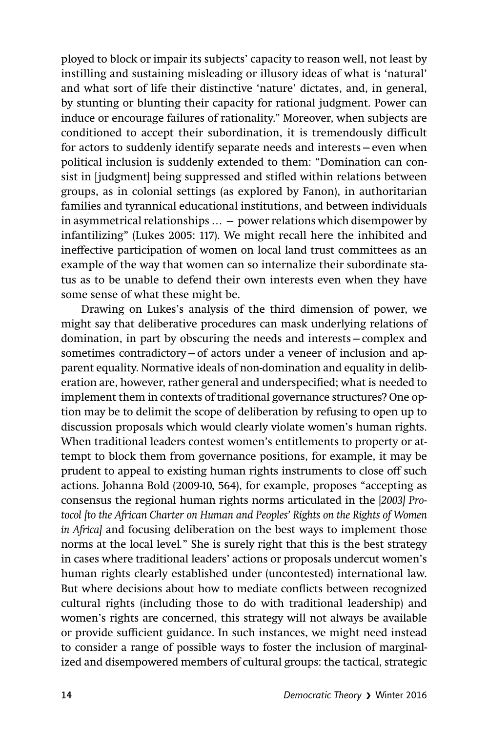ployed to block or impair its subjects' capacity to reason well, not least by instilling and sustaining misleading or illusory ideas of what is 'natural' and what sort of life their distinctive 'nature' dictates, and, in general, by stunting or blunting their capacity for rational judgment. Power can induce or encourage failures of rationality." Moreover, when subjects are conditioned to accept their subordination, it is tremendously difficult for actors to suddenly identify separate needs and interests – even when political inclusion is suddenly extended to them: "Domination can consist in [judgment] being suppressed and stifled within relations between groups, as in colonial settings (as explored by Fanon), in authoritarian families and tyrannical educational institutions, and between individuals in asymmetrical relationships … – power relations which disempower by infantilizing" (Lukes 2005: 117). We might recall here the inhibited and ineffective participation of women on local land trust committees as an example of the way that women can so internalize their subordinate status as to be unable to defend their own interests even when they have some sense of what these might be.

Drawing on Lukes's analysis of the third dimension of power, we might say that deliberative procedures can mask underlying relations of domination, in part by obscuring the needs and interests – complex and sometimes contradictory – of actors under a veneer of inclusion and apparent equality. Normative ideals of non-domination and equality in deliberation are, however, rather general and underspecified; what is needed to implement them in contexts of traditional governance structures? One option may be to delimit the scope of deliberation by refusing to open up to discussion proposals which would clearly violate women's human rights. When traditional leaders contest women's entitlements to property or attempt to block them from governance positions, for example, it may be prudent to appeal to existing human rights instruments to close off such actions. Johanna Bold (2009-10, 564), for example, proposes "accepting as consensus the regional human rights norms articulated in the [*2003] Protocol [to the African Charter on Human and Peoples' Rights on the Rights of Women in Africa]* and focusing deliberation on the best ways to implement those norms at the local level." She is surely right that this is the best strategy in cases where traditional leaders' actions or proposals undercut women's human rights clearly established under (uncontested) international law. But where decisions about how to mediate conflicts between recognized cultural rights (including those to do with traditional leadership) and women's rights are concerned, this strategy will not always be available or provide sufficient guidance. In such instances, we might need instead to consider a range of possible ways to foster the inclusion of marginalized and disempowered members of cultural groups: the tactical, strategic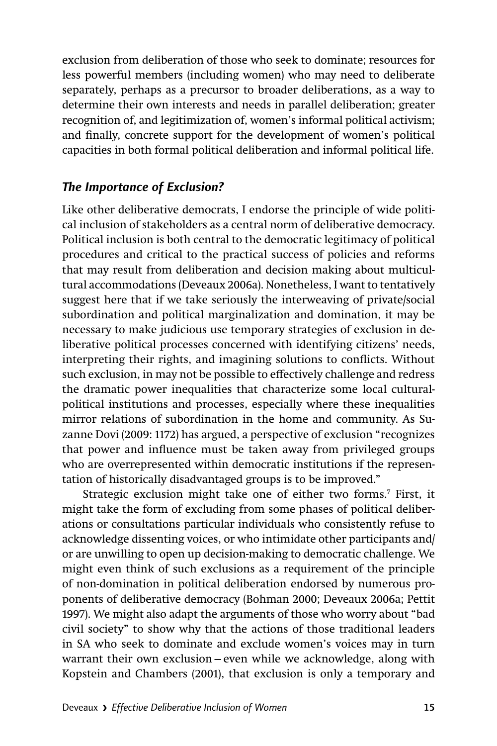exclusion from deliberation of those who seek to dominate; resources for less powerful members (including women) who may need to deliberate separately, perhaps as a precursor to broader deliberations, as a way to determine their own interests and needs in parallel deliberation; greater recognition of, and legitimization of, women's informal political activism; and finally, concrete support for the development of women's political capacities in both formal political deliberation and informal political life.

## *The Importance of Exclusion?*

Like other deliberative democrats, I endorse the principle of wide political inclusion of stakeholders as a central norm of deliberative democracy. Political inclusion is both central to the democratic legitimacy of political procedures and critical to the practical success of policies and reforms that may result from deliberation and decision making about multicultural accommodations (Deveaux 2006a). Nonetheless, I want to tentatively suggest here that if we take seriously the interweaving of private/social subordination and political marginalization and domination, it may be necessary to make judicious use temporary strategies of exclusion in deliberative political processes concerned with identifying citizens' needs, interpreting their rights, and imagining solutions to conflicts. Without such exclusion, in may not be possible to effectively challenge and redress the dramatic power inequalities that characterize some local cultural-political institutions and processes, especially where these inequalities mirror relations of subordination in the home and community. As Suzanne Dovi (2009: 1172) has argued, a perspective of exclusion "recognizes that power and influence must be taken away from privileged groups who are overrepresented within democratic institutions if the representation of historically disadvantaged groups is to be improved."

Strategic exclusion might take one of either two forms.[7] First, it might take the form of excluding from some phases of political deliberations or consultations particular individuals who consistently refuse to acknowledge dissenting voices, or who intimidate other participants and/or are unwilling to open up decision-making to democratic challenge. We might even think of such exclusions as a requirement of the principle of non-domination in political deliberation endorsed by numerous proponents of deliberative democracy (Bohman 2000; Deveaux 2006a; Pettit 1997). We might also adapt the arguments of those who worry about "bad civil society" to show why that the actions of those traditional leaders in SA who seek to dominate and exclude women's voices may in turn warrant their own exclusion – even while we acknowledge, along with Kopstein and Chambers (2001), that exclusion is only a temporary and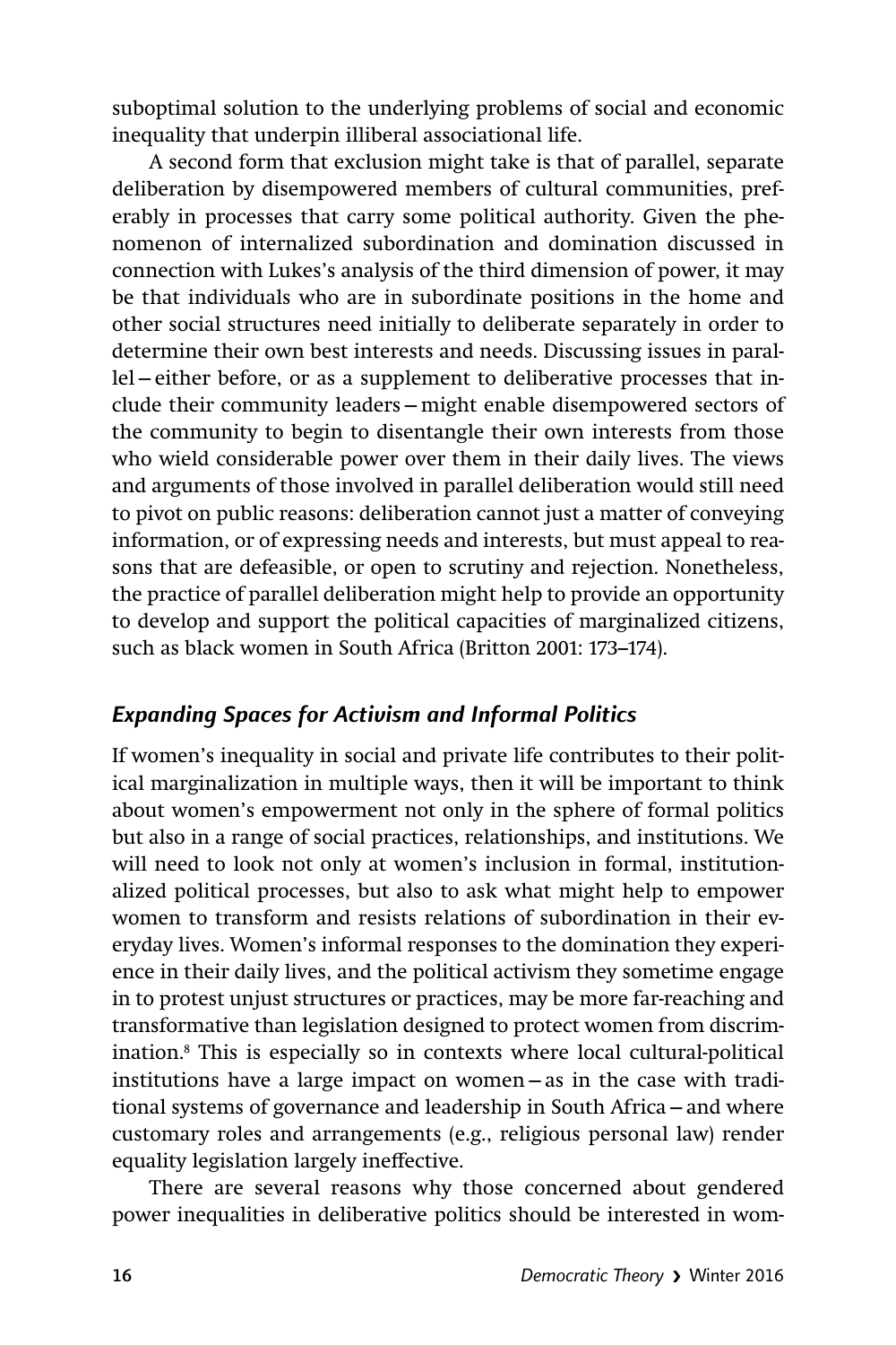suboptimal solution to the underlying problems of social and economic inequality that underpin illiberal associational life.

A second form that exclusion might take is that of parallel, separate deliberation by disempowered members of cultural communities, preferably in processes that carry some political authority. Given the phenomenon of internalized subordination and domination discussed in connection with Lukes's analysis of the third dimension of power, it may be that individuals who are in subordinate positions in the home and other social structures need initially to deliberate separately in order to determine their own best interests and needs. Discussing issues in parallel—either before, or as a supplement to deliberative processes that include their community leaders—might enable disempowered sectors of the community to begin to disentangle their own interests from those who wield considerable power over them in their daily lives. The views and arguments of those involved in parallel deliberation would still need to pivot on public reasons: deliberation cannot just a matter of conveying information, or of expressing needs and interests, but must appeal to reasons that are defeasible, or open to scrutiny and rejection. Nonetheless, the practice of parallel deliberation might help to provide an opportunity to develop and support the political capacities of marginalized citizens, such as black women in South Africa (Britton 2001: 173–174).

### *Expanding Spaces for Activism and Informal Politics*

If women's inequality in social and private life contributes to their political marginalization in multiple ways, then it will be important to think about women's empowerment not only in the sphere of formal politics but also in a range of social practices, relationships, and institutions. We will need to look not only at women's inclusion in formal, institutionalized political processes, but also to ask what might help to empower women to transform and resists relations of subordination in their everyday lives. Women's informal responses to the domination they experience in their daily lives, and the political activism they sometime engage in to protest unjust structures or practices, may be more far-reaching and transformative than legislation designed to protect women from discrimination.[8] This is especially so in contexts where local cultural-political institutions have a large impact on women—as in the case with traditional systems of governance and leadership in South Africa—and where customary roles and arrangements (e.g., religious personal law) render equality legislation largely ineffective.

There are several reasons why those concerned about gendered power inequalities in deliberative politics should be interested in wom-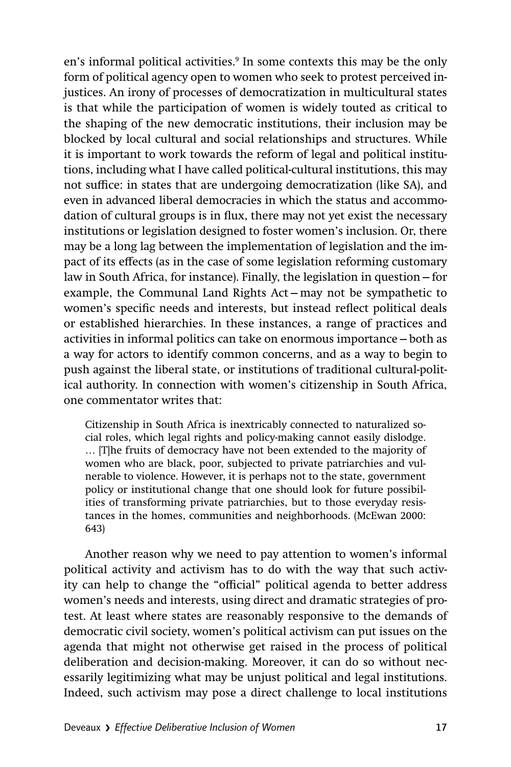en's informal political activities.[9] In some contexts this may be the only form of political agency open to women who seek to protest perceived injustices. An irony of processes of democratization in multicultural states is that while the participation of women is widely touted as critical to the shaping of the new democratic institutions, their inclusion may be blocked by local cultural and social relationships and structures. While it is important to work towards the reform of legal and political institutions, including what I have called political-cultural institutions, this may not suffice: in states that are undergoing democratization (like SA), and even in advanced liberal democracies in which the status and accommodation of cultural groups is in flux, there may not yet exist the necessary institutions or legislation designed to foster women's inclusion. Or, there may be a long lag between the implementation of legislation and the impact of its effects (as in the case of some legislation reforming customary law in South Africa, for instance). Finally, the legislation in question – for example, the Communal Land Rights Act – may not be sympathetic to women's specific needs and interests, but instead reflect political deals or established hierarchies. In these instances, a range of practices and activities in informal politics can take on enormous importance – both as a way for actors to identify common concerns, and as a way to begin to push against the liberal state, or institutions of traditional cultural-political authority. In connection with women's citizenship in South Africa, one commentator writes that:

> Citizenship in South Africa is inextricably connected to naturalized social roles, which legal rights and policy-making cannot easily dislodge. … [T]he fruits of democracy have not been extended to the majority of women who are black, poor, subjected to private patriarchies and vulnerable to violence. However, it is perhaps not to the state, government policy or institutional change that one should look for future possibilities of transforming private patriarchies, but to those everyday resistances in the homes, communities and neighborhoods. (McEwan 2000: 643)

Another reason why we need to pay attention to women's informal political activity and activism has to do with the way that such activity can help to change the "official" political agenda to better address women's needs and interests, using direct and dramatic strategies of protest. At least where states are reasonably responsive to the demands of democratic civil society, women's political activism can put issues on the agenda that might not otherwise get raised in the process of political deliberation and decision-making. Moreover, it can do so without necessarily legitimizing what may be unjust political and legal institutions. Indeed, such activism may pose a direct challenge to local institutions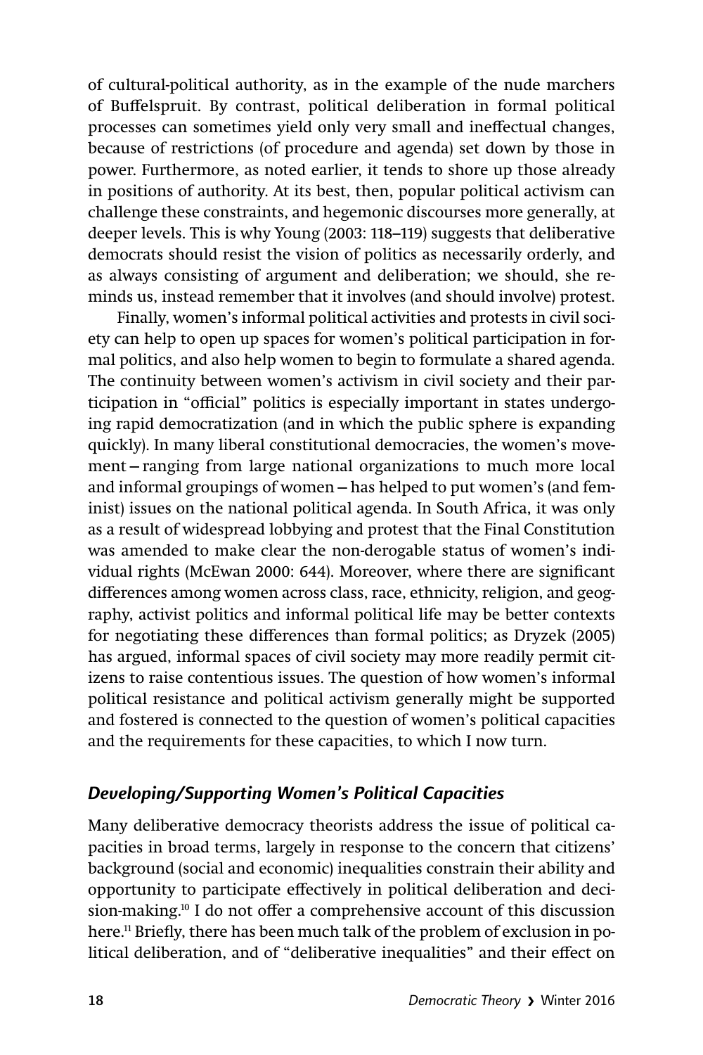of cultural-political authority, as in the example of the nude marchers of Buffelspruit. By contrast, political deliberation in formal political processes can sometimes yield only very small and ineffectual changes, because of restrictions (of procedure and agenda) set down by those in power. Furthermore, as noted earlier, it tends to shore up those already in positions of authority. At its best, then, popular political activism can challenge these constraints, and hegemonic discourses more generally, at deeper levels. This is why Young (2003: 118–119) suggests that deliberative democrats should resist the vision of politics as necessarily orderly, and as always consisting of argument and deliberation; we should, she reminds us, instead remember that it involves (and should involve) protest.

Finally, women's informal political activities and protests in civil society can help to open up spaces for women's political participation in formal politics, and also help women to begin to formulate a shared agenda. The continuity between women's activism in civil society and their participation in "official" politics is especially important in states undergoing rapid democratization (and in which the public sphere is expanding quickly). In many liberal constitutional democracies, the women's movement—ranging from large national organizations to much more local and informal groupings of women—has helped to put women's (and feminist) issues on the national political agenda. In South Africa, it was only as a result of widespread lobbying and protest that the Final Constitution was amended to make clear the non-derogable status of women's individual rights (McEwan 2000: 644). Moreover, where there are significant differences among women across class, race, ethnicity, religion, and geography, activist politics and informal political life may be better contexts for negotiating these differences than formal politics; as Dryzek (2005) has argued, informal spaces of civil society may more readily permit citizens to raise contentious issues. The question of how women's informal political resistance and political activism generally might be supported and fostered is connected to the question of women's political capacities and the requirements for these capacities, to which I now turn.

### *Developing/Supporting Women's Political Capacities*

Many deliberative democracy theorists address the issue of political capacities in broad terms, largely in response to the concern that citizens' background (social and economic) inequalities constrain their ability and opportunity to participate effectively in political deliberation and decision-making.[10] I do not offer a comprehensive account of this discussion here.[11] Briefly, there has been much talk of the problem of exclusion in political deliberation, and of "deliberative inequalities" and their effect on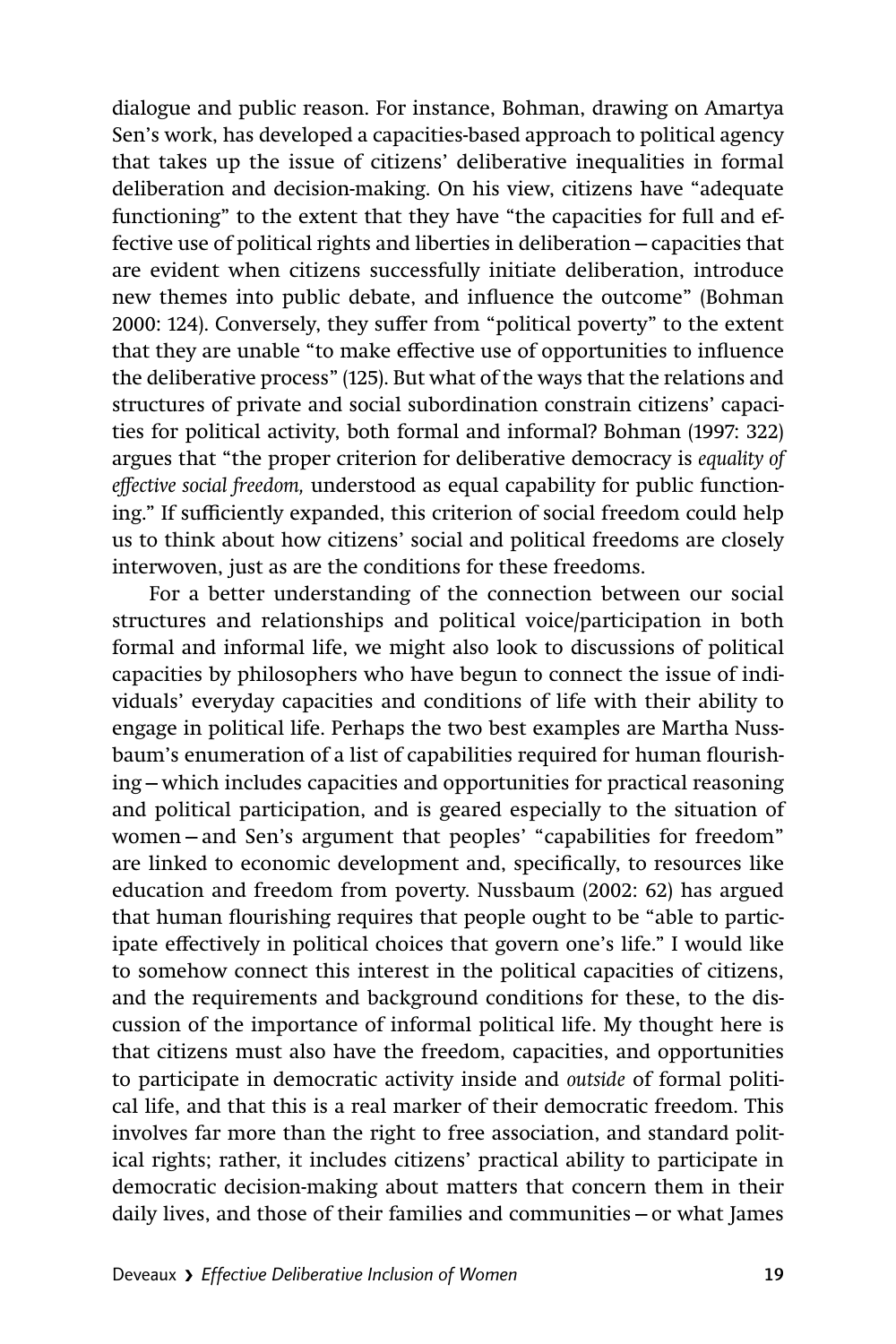dialogue and public reason. For instance, Bohman, drawing on Amartya Sen's work, has developed a capacities-based approach to political agency that takes up the issue of citizens' deliberative inequalities in formal deliberation and decision-making. On his view, citizens have "adequate functioning" to the extent that they have "the capacities for full and effective use of political rights and liberties in deliberation – capacities that are evident when citizens successfully initiate deliberation, introduce new themes into public debate, and influence the outcome" (Bohman 2000: 124). Conversely, they suffer from "political poverty" to the extent that they are unable "to make effective use of opportunities to influence the deliberative process" (125). But what of the ways that the relations and structures of private and social subordination constrain citizens' capacities for political activity, both formal and informal? Bohman (1997: 322) argues that "the proper criterion for deliberative democracy is *equality of effective social freedom,* understood as equal capability for public functioning." If sufficiently expanded, this criterion of social freedom could help us to think about how citizens' social and political freedoms are closely interwoven, just as are the conditions for these freedoms.

For a better understanding of the connection between our social structures and relationships and political voice/participation in both formal and informal life, we might also look to discussions of political capacities by philosophers who have begun to connect the issue of individuals' everyday capacities and conditions of life with their ability to engage in political life. Perhaps the two best examples are Martha Nussbaum's enumeration of a list of capabilities required for human flourishing – which includes capacities and opportunities for practical reasoning and political participation, and is geared especially to the situation of women – and Sen's argument that peoples' "capabilities for freedom" are linked to economic development and, specifically, to resources like education and freedom from poverty. Nussbaum (2002: 62) has argued that human flourishing requires that people ought to be "able to participate effectively in political choices that govern one's life." I would like to somehow connect this interest in the political capacities of citizens, and the requirements and background conditions for these, to the discussion of the importance of informal political life. My thought here is that citizens must also have the freedom, capacities, and opportunities to participate in democratic activity inside and *outside* of formal political life, and that this is a real marker of their democratic freedom. This involves far more than the right to free association, and standard political rights; rather, it includes citizens' practical ability to participate in democratic decision-making about matters that concern them in their daily lives, and those of their families and communities – or what James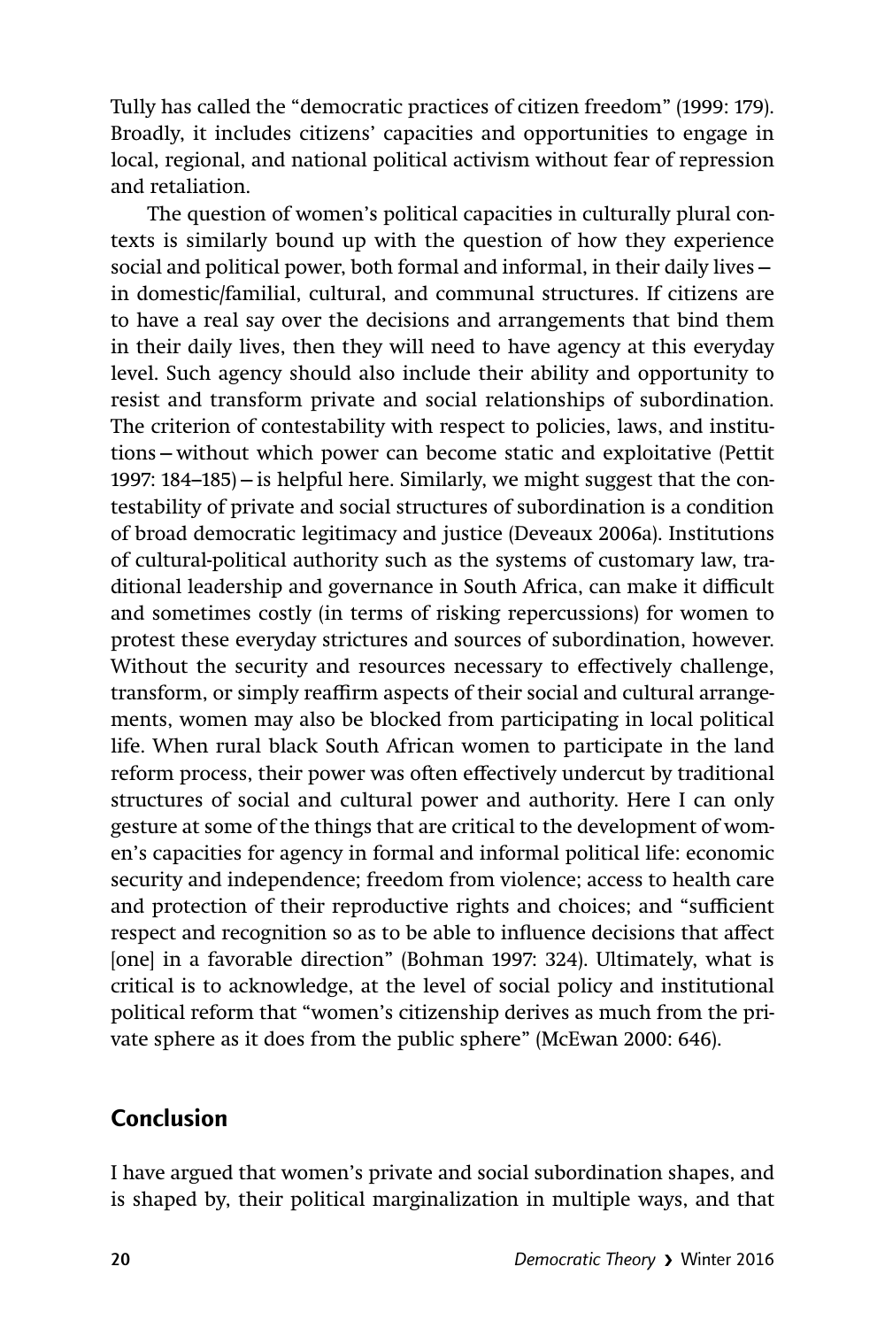Tully has called the "democratic practices of citizen freedom" (1999: 179). Broadly, it includes citizens' capacities and opportunities to engage in local, regional, and national political activism without fear of repression and retaliation.

The question of women's political capacities in culturally plural contexts is similarly bound up with the question of how they experience social and political power, both formal and informal, in their daily lives—in domestic/familial, cultural, and communal structures. If citizens are to have a real say over the decisions and arrangements that bind them in their daily lives, then they will need to have agency at this everyday level. Such agency should also include their ability and opportunity to resist and transform private and social relationships of subordination. The criterion of contestability with respect to policies, laws, and institutions—without which power can become static and exploitative (Pettit 1997: 184–185)—is helpful here. Similarly, we might suggest that the contestability of private and social structures of subordination is a condition of broad democratic legitimacy and justice (Deveaux 2006a). Institutions of cultural-political authority such as the systems of customary law, traditional leadership and governance in South Africa, can make it difficult and sometimes costly (in terms of risking repercussions) for women to protest these everyday strictures and sources of subordination, however. Without the security and resources necessary to effectively challenge, transform, or simply reaffirm aspects of their social and cultural arrangements, women may also be blocked from participating in local political life. When rural black South African women to participate in the land reform process, their power was often effectively undercut by traditional structures of social and cultural power and authority. Here I can only gesture at some of the things that are critical to the development of women's capacities for agency in formal and informal political life: economic security and independence; freedom from violence; access to health care and protection of their reproductive rights and choices; and "sufficient respect and recognition so as to be able to influence decisions that affect [one] in a favorable direction" (Bohman 1997: 324). Ultimately, what is critical is to acknowledge, at the level of social policy and institutional political reform that "women's citizenship derives as much from the private sphere as it does from the public sphere" (McEwan 2000: 646).

## Conclusion

I have argued that women's private and social subordination shapes, and is shaped by, their political marginalization in multiple ways, and that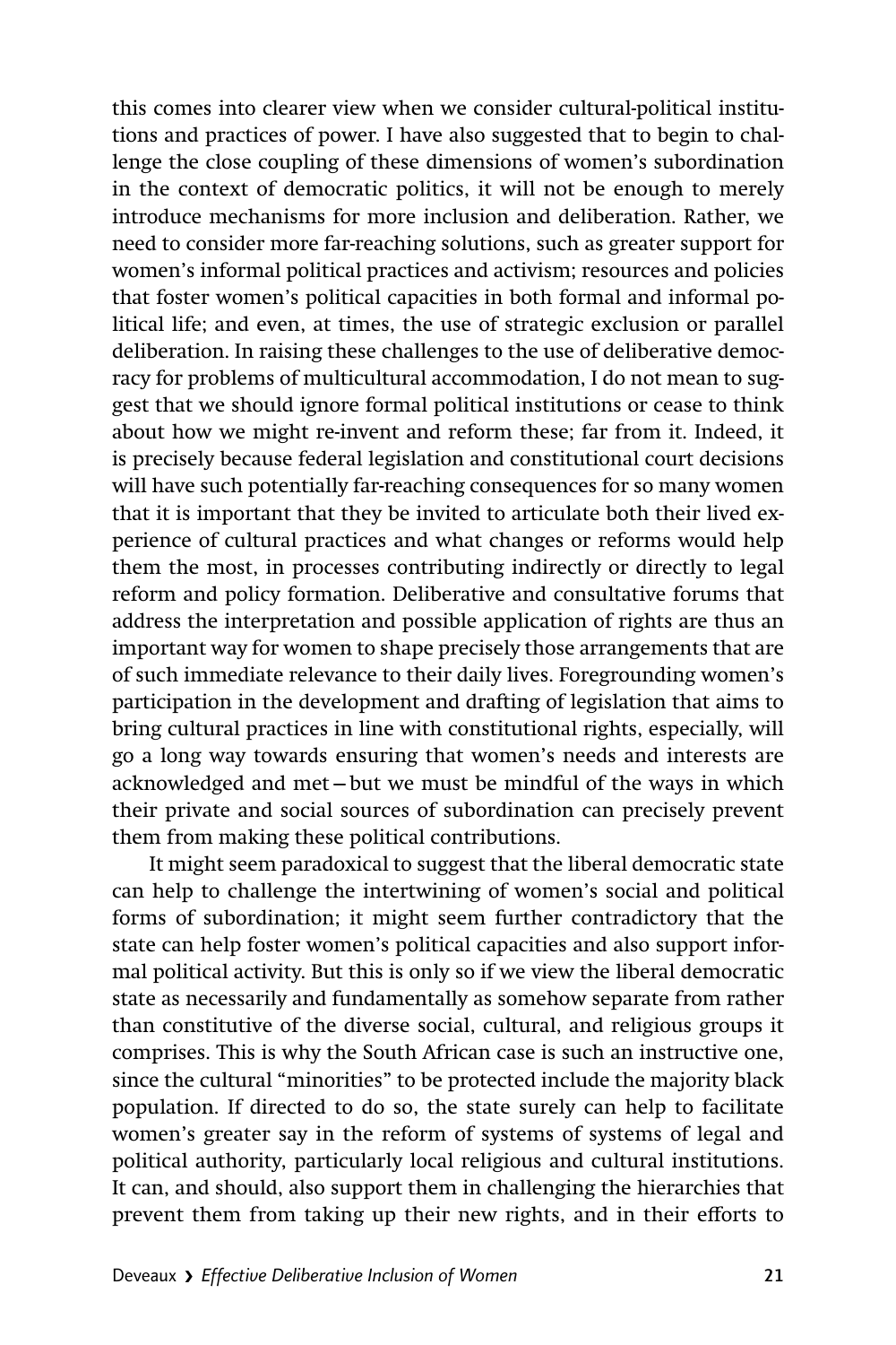this comes into clearer view when we consider cultural-political institutions and practices of power. I have also suggested that to begin to challenge the close coupling of these dimensions of women's subordination in the context of democratic politics, it will not be enough to merely introduce mechanisms for more inclusion and deliberation. Rather, we need to consider more far-reaching solutions, such as greater support for women's informal political practices and activism; resources and policies that foster women's political capacities in both formal and informal political life; and even, at times, the use of strategic exclusion or parallel deliberation. In raising these challenges to the use of deliberative democracy for problems of multicultural accommodation, I do not mean to suggest that we should ignore formal political institutions or cease to think about how we might re-invent and reform these; far from it. Indeed, it is precisely because federal legislation and constitutional court decisions will have such potentially far-reaching consequences for so many women that it is important that they be invited to articulate both their lived experience of cultural practices and what changes or reforms would help them the most, in processes contributing indirectly or directly to legal reform and policy formation. Deliberative and consultative forums that address the interpretation and possible application of rights are thus an important way for women to shape precisely those arrangements that are of such immediate relevance to their daily lives. Foregrounding women's participation in the development and drafting of legislation that aims to bring cultural practices in line with constitutional rights, especially, will go a long way towards ensuring that women's needs and interests are acknowledged and met – but we must be mindful of the ways in which their private and social sources of subordination can precisely prevent them from making these political contributions.

It might seem paradoxical to suggest that the liberal democratic state can help to challenge the intertwining of women's social and political forms of subordination; it might seem further contradictory that the state can help foster women's political capacities and also support informal political activity. But this is only so if we view the liberal democratic state as necessarily and fundamentally as somehow separate from rather than constitutive of the diverse social, cultural, and religious groups it comprises. This is why the South African case is such an instructive one, since the cultural "minorities" to be protected include the majority black population. If directed to do so, the state surely can help to facilitate women's greater say in the reform of systems of systems of legal and political authority, particularly local religious and cultural institutions. It can, and should, also support them in challenging the hierarchies that prevent them from taking up their new rights, and in their efforts to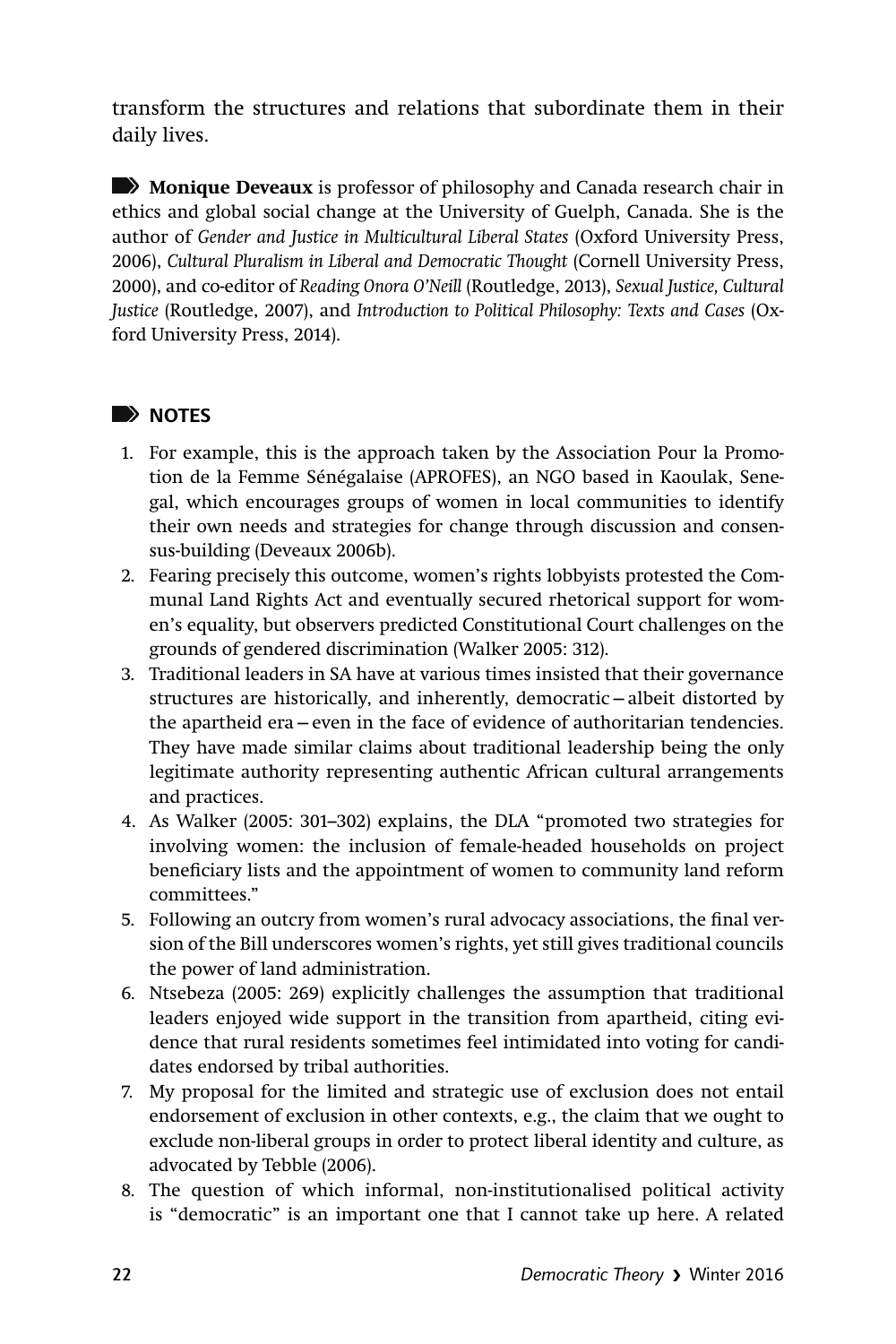transform the structures and relations that subordinate them in their daily lives.

**Monique Deveaux** is professor of philosophy and Canada research chair in ethics and global social change at the University of Guelph, Canada. She is the author of *Gender and Justice in Multicultural Liberal States* (Oxford University Press, 2006), *Cultural Pluralism in Liberal and Democratic Thought* (Cornell University Press, 2000), and co-editor of *Reading Onora O'Neill* (Routledge, 2013), *Sexual Justice, Cultural Justice* (Routledge, 2007), and *Introduction to Political Philosophy: Texts and Cases* (Oxford University Press, 2014).

## NOTES

1. For example, this is the approach taken by the Association Pour la Promotion de la Femme Sénégalaise (APROFES), an NGO based in Kaoulak, Senegal, which encourages groups of women in local communities to identify their own needs and strategies for change through discussion and consensus-building (Deveaux 2006b).
2. Fearing precisely this outcome, women's rights lobbyists protested the Communal Land Rights Act and eventually secured rhetorical support for women's equality, but observers predicted Constitutional Court challenges on the grounds of gendered discrimination (Walker 2005: 312).
3. Traditional leaders in SA have at various times insisted that their governance structures are historically, and inherently, democratic – albeit distorted by the apartheid era – even in the face of evidence of authoritarian tendencies. They have made similar claims about traditional leadership being the only legitimate authority representing authentic African cultural arrangements and practices.
4. As Walker (2005: 301–302) explains, the DLA "promoted two strategies for involving women: the inclusion of female-headed households on project beneficiary lists and the appointment of women to community land reform committees."
5. Following an outcry from women's rural advocacy associations, the final version of the Bill underscores women's rights, yet still gives traditional councils the power of land administration.
6. Ntsebeza (2005: 269) explicitly challenges the assumption that traditional leaders enjoyed wide support in the transition from apartheid, citing evidence that rural residents sometimes feel intimidated into voting for candidates endorsed by tribal authorities.
7. My proposal for the limited and strategic use of exclusion does not entail endorsement of exclusion in other contexts, e.g., the claim that we ought to exclude non-liberal groups in order to protect liberal identity and culture, as advocated by Tebble (2006).
8. The question of which informal, non-institutionalised political activity is "democratic" is an important one that I cannot take up here. A related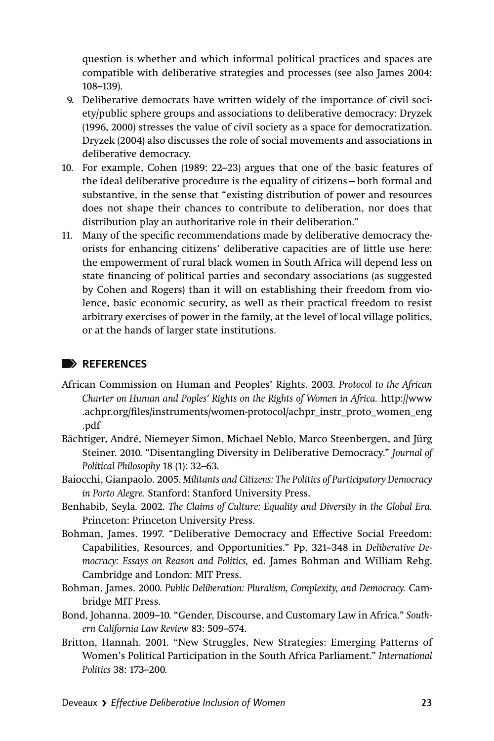question is whether and which informal political practices and spaces are compatible with deliberative strategies and processes (see also James 2004: 108–139).

9. Deliberative democrats have written widely of the importance of civil society/public sphere groups and associations to deliberative democracy: Dryzek (1996, 2000) stresses the value of civil society as a space for democratization. Dryzek (2004) also discusses the role of social movements and associations in deliberative democracy.
10. For example, Cohen (1989: 22–23) argues that one of the basic features of the ideal deliberative procedure is the equality of citizens – both formal and substantive, in the sense that "existing distribution of power and resources does not shape their chances to contribute to deliberation, nor does that distribution play an authoritative role in their deliberation."
11. Many of the specific recommendations made by deliberative democracy theorists for enhancing citizens' deliberative capacities are of little use here: the empowerment of rural black women in South Africa will depend less on state financing of political parties and secondary associations (as suggested by Cohen and Rogers) than it will on establishing their freedom from violence, basic economic security, as well as their practical freedom to resist arbitrary exercises of power in the family, at the level of local village politics, or at the hands of larger state institutions.

## REFERENCES

African Commission on Human and Peoples' Rights. 2003. *Protocol to the African Charter on Human and Poples' Rights on the Rights of Women in Africa.* http://www.achpr.org/files/instruments/women-protocol/achpr_instr_proto_women_eng.pdf

Bächtiger, André, Niemeyer Simon, Michael Neblo, Marco Steenbergen, and Jürg Steiner. 2010. "Disentangling Diversity in Deliberative Democracy." *Journal of Political Philosophy* 18 (1): 32–63.

Baiocchi, Gianpaolo. 2005. *Militants and Citizens: The Politics of Participatory Democracy in Porto Alegre.* Stanford: Stanford University Press.

Benhabib, Seyla. 2002. *The Claims of Culture: Equality and Diversity in the Global Era.* Princeton: Princeton University Press.

Bohman, James. 1997. "Deliberative Democracy and Effective Social Freedom: Capabilities, Resources, and Opportunities." Pp. 321–348 in *Deliberative Democracy: Essays on Reason and Politics,* ed. James Bohman and William Rehg. Cambridge and London: MIT Press.

Bohman, James. 2000. *Public Deliberation: Pluralism, Complexity, and Democracy.* Cambridge MIT Press.

Bond, Johanna. 2009–10. "Gender, Discourse, and Customary Law in Africa." *Southern California Law Review* 83: 509–574.

Britton, Hannah. 2001. "New Struggles, New Strategies: Emerging Patterns of Women's Political Participation in the South Africa Parliament." *International Politics* 38: 173–200.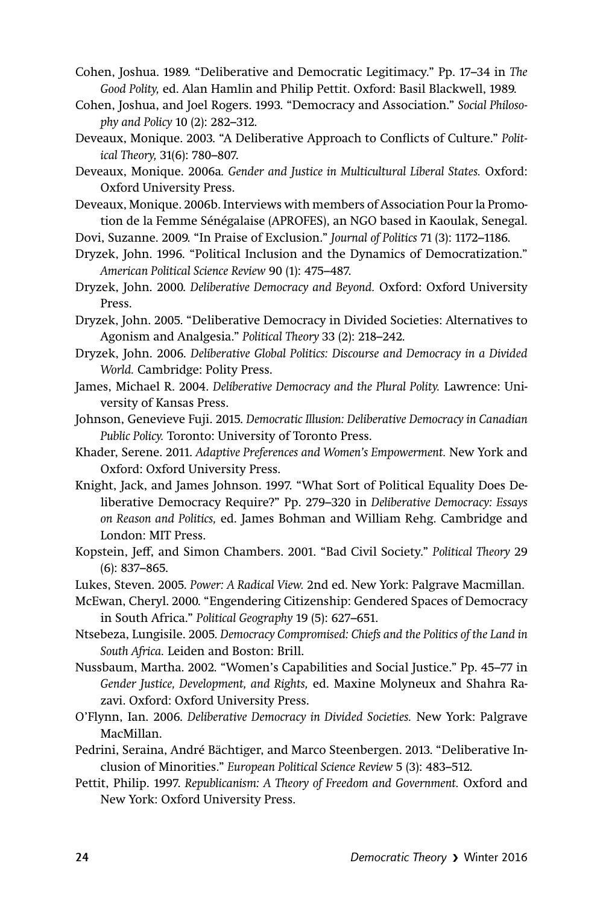Cohen, Joshua. 1989. "Deliberative and Democratic Legitimacy." Pp. 17–34 in *The Good Polity,* ed. Alan Hamlin and Philip Pettit. Oxford: Basil Blackwell, 1989.

Cohen, Joshua, and Joel Rogers. 1993. "Democracy and Association." *Social Philosophy and Policy* 10 (2): 282–312.

Deveaux, Monique. 2003. "A Deliberative Approach to Conflicts of Culture." *Political Theory,* 31(6): 780–807.

Deveaux, Monique. 2006a. *Gender and Justice in Multicultural Liberal States.* Oxford: Oxford University Press.

Deveaux, Monique. 2006b. Interviews with members of Association Pour la Promotion de la Femme Sénégalaise (APROFES), an NGO based in Kaoulak, Senegal.

Dovi, Suzanne. 2009. "In Praise of Exclusion." *Journal of Politics* 71 (3): 1172–1186.

Dryzek, John. 1996. "Political Inclusion and the Dynamics of Democratization." *American Political Science Review* 90 (1): 475–487.

Dryzek, John. 2000. *Deliberative Democracy and Beyond.* Oxford: Oxford University Press.

Dryzek, John. 2005. "Deliberative Democracy in Divided Societies: Alternatives to Agonism and Analgesia." *Political Theory* 33 (2): 218–242.

Dryzek, John. 2006. *Deliberative Global Politics: Discourse and Democracy in a Divided World.* Cambridge: Polity Press.

James, Michael R. 2004. *Deliberative Democracy and the Plural Polity.* Lawrence: University of Kansas Press.

Johnson, Genevieve Fuji. 2015. *Democratic Illusion: Deliberative Democracy in Canadian Public Policy.* Toronto: University of Toronto Press.

Khader, Serene. 2011. *Adaptive Preferences and Women's Empowerment.* New York and Oxford: Oxford University Press.

Knight, Jack, and James Johnson. 1997. "What Sort of Political Equality Does Deliberative Democracy Require?" Pp. 279–320 in *Deliberative Democracy: Essays on Reason and Politics,* ed. James Bohman and William Rehg. Cambridge and London: MIT Press.

Kopstein, Jeff, and Simon Chambers. 2001. "Bad Civil Society." *Political Theory* 29 (6): 837–865.

Lukes, Steven. 2005. *Power: A Radical View.* 2nd ed. New York: Palgrave Macmillan.

McEwan, Cheryl. 2000. "Engendering Citizenship: Gendered Spaces of Democracy in South Africa." *Political Geography* 19 (5): 627–651.

Ntsebeza, Lungisile. 2005. *Democracy Compromised: Chiefs and the Politics of the Land in South Africa.* Leiden and Boston: Brill.

Nussbaum, Martha. 2002. "Women's Capabilities and Social Justice." Pp. 45–77 in *Gender Justice, Development, and Rights,* ed. Maxine Molyneux and Shahra Razavi. Oxford: Oxford University Press.

O'Flynn, Ian. 2006. *Deliberative Democracy in Divided Societies.* New York: Palgrave MacMillan.

Pedrini, Seraina, André Bächtiger, and Marco Steenbergen. 2013. "Deliberative Inclusion of Minorities." *European Political Science Review* 5 (3): 483–512.

Pettit, Philip. 1997. *Republicanism: A Theory of Freedom and Government.* Oxford and New York: Oxford University Press.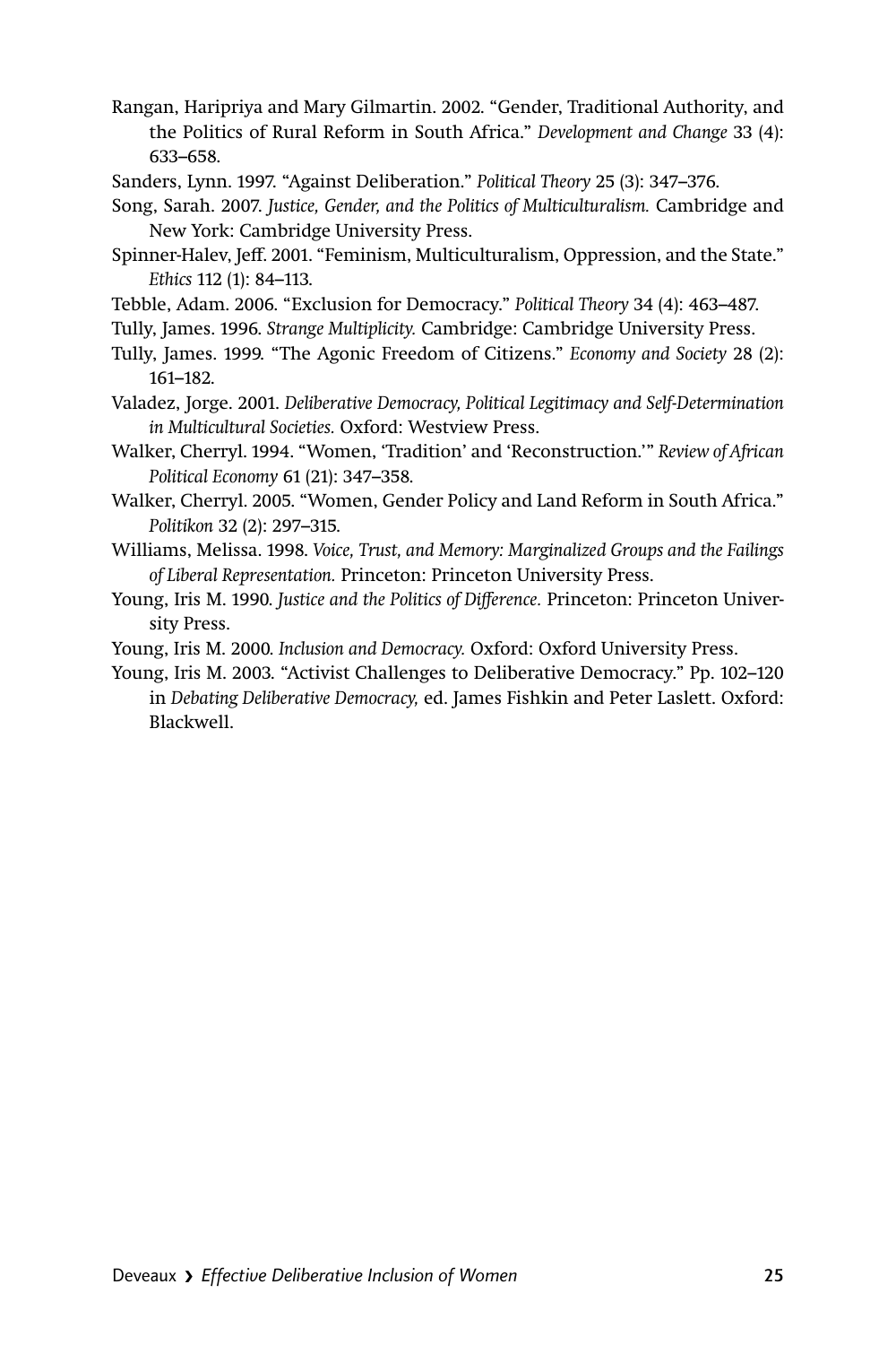Rangan, Haripriya and Mary Gilmartin. 2002. "Gender, Traditional Authority, and the Politics of Rural Reform in South Africa." *Development and Change* 33 (4): 633–658.

Sanders, Lynn. 1997. "Against Deliberation." *Political Theory* 25 (3): 347–376.

Song, Sarah. 2007. *Justice, Gender, and the Politics of Multiculturalism.* Cambridge and New York: Cambridge University Press.

Spinner-Halev, Jeff. 2001. "Feminism, Multiculturalism, Oppression, and the State." *Ethics* 112 (1): 84–113.

Tebble, Adam. 2006. "Exclusion for Democracy." *Political Theory* 34 (4): 463–487.

Tully, James. 1996. *Strange Multiplicity.* Cambridge: Cambridge University Press.

Tully, James. 1999. "The Agonic Freedom of Citizens." *Economy and Society* 28 (2): 161–182.

Valadez, Jorge. 2001. *Deliberative Democracy, Political Legitimacy and Self-Determination in Multicultural Societies.* Oxford: Westview Press.

Walker, Cherryl. 1994. "Women, 'Tradition' and 'Reconstruction.'" *Review of African Political Economy* 61 (21): 347–358.

Walker, Cherryl. 2005. "Women, Gender Policy and Land Reform in South Africa." *Politikon* 32 (2): 297–315.

Williams, Melissa. 1998. *Voice, Trust, and Memory: Marginalized Groups and the Failings of Liberal Representation.* Princeton: Princeton University Press.

Young, Iris M. 1990. *Justice and the Politics of Difference.* Princeton: Princeton University Press.

Young, Iris M. 2000. *Inclusion and Democracy.* Oxford: Oxford University Press.

Young, Iris M. 2003. "Activist Challenges to Deliberative Democracy." Pp. 102–120 in *Debating Deliberative Democracy,* ed. James Fishkin and Peter Laslett. Oxford: Blackwell.